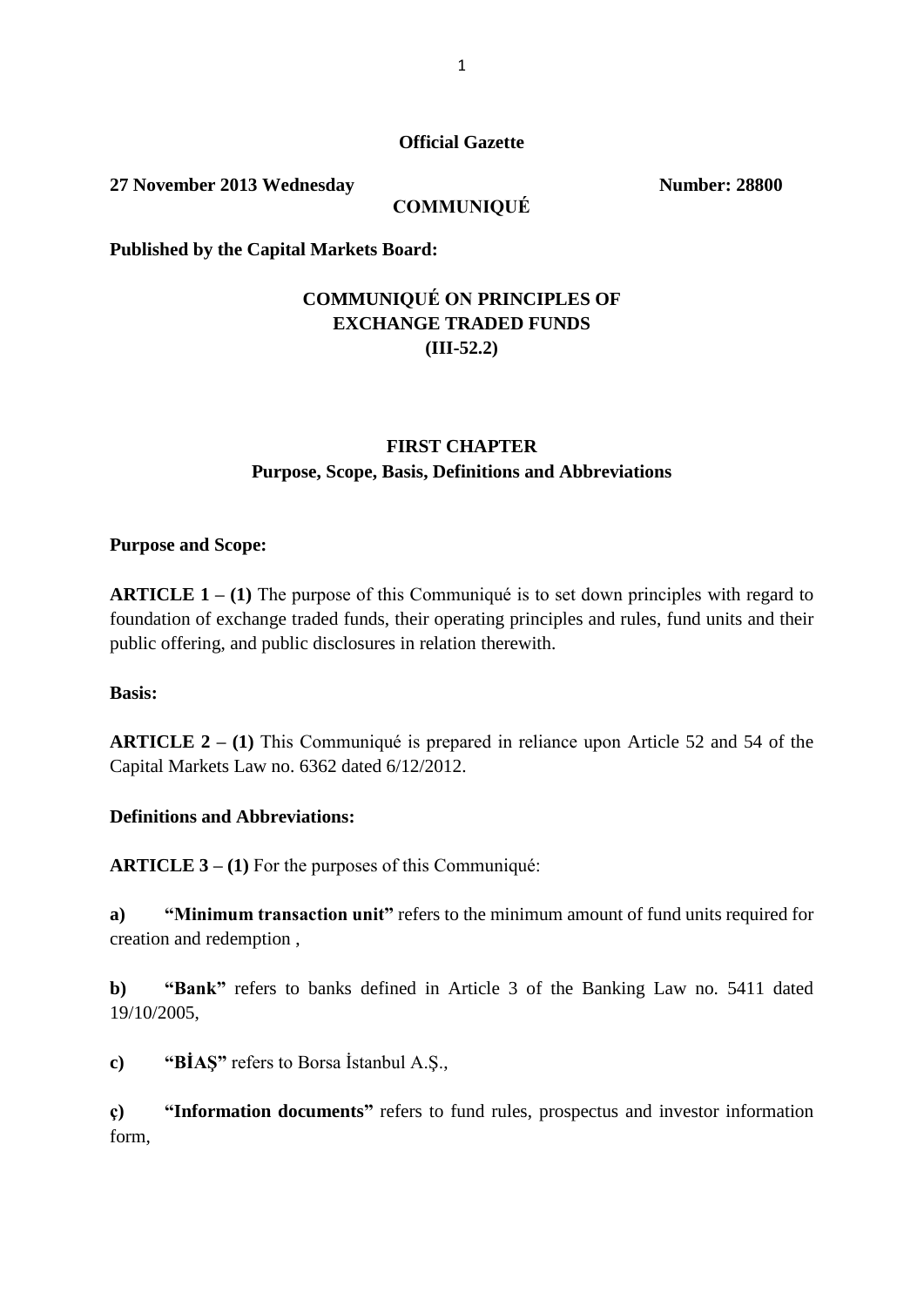**Official Gazette**

**27 November 2013 Wednesday** **Number: 28800**

**COMMUNIQUÉ**

**Published by the Capital Markets Board:**

# COMMUNIQUÉ ON PRINCIPLES OF EXCHANGE TRADED FUNDS (III-52.2)

## FIRST CHAPTER
## Purpose, Scope, Basis, Definitions and Abbreviations

**Purpose and Scope:**

**ARTICLE 1 – (1)** The purpose of this Communiqué is to set down principles with regard to foundation of exchange traded funds, their operating principles and rules, fund units and their public offering, and public disclosures in relation therewith.

**Basis:**

**ARTICLE 2 – (1)** This Communiqué is prepared in reliance upon Article 52 and 54 of the Capital Markets Law no. 6362 dated 6/12/2012.

**Definitions and Abbreviations:**

**ARTICLE 3 – (1)** For the purposes of this Communiqué:

**a)** **"Minimum transaction unit"** refers to the minimum amount of fund units required for creation and redemption ,

**b)** **"Bank"** refers to banks defined in Article 3 of the Banking Law no. 5411 dated 19/10/2005,

**c)** **"BİAŞ"** refers to Borsa İstanbul A.Ş.,

**ç)** **"Information documents"** refers to fund rules, prospectus and investor information form,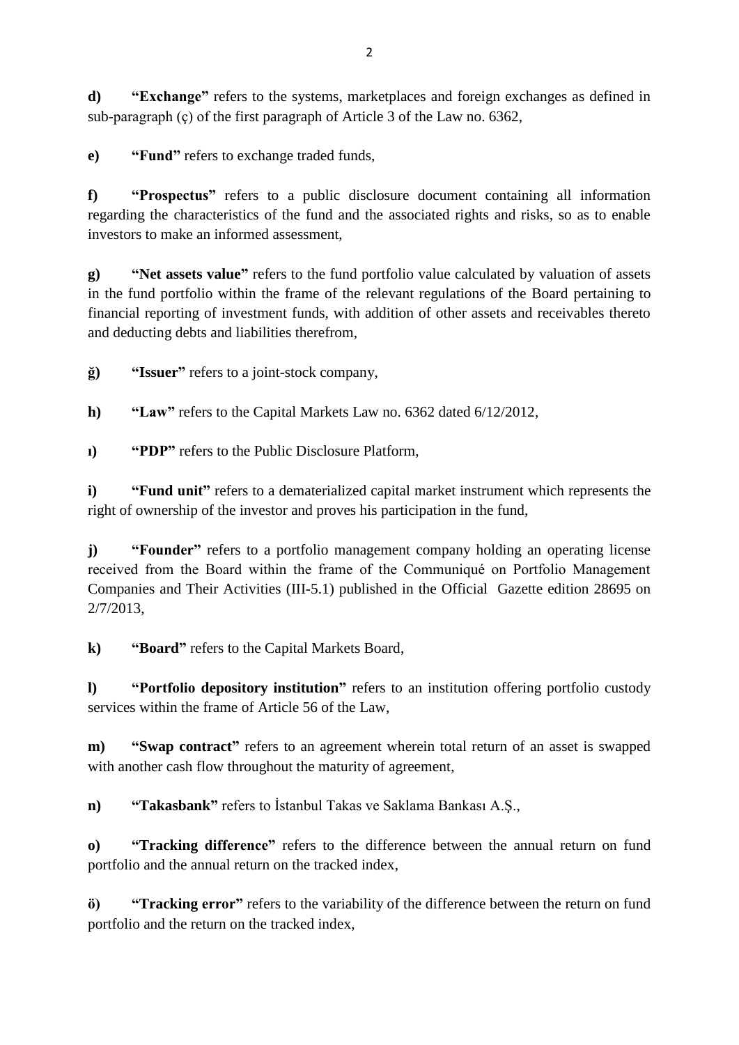**d)** **“Exchange”** refers to the systems, marketplaces and foreign exchanges as defined in sub-paragraph (ç) of the first paragraph of Article 3 of the Law no. 6362,

**e)** **“Fund”** refers to exchange traded funds,

**f)** **“Prospectus”** refers to a public disclosure document containing all information regarding the characteristics of the fund and the associated rights and risks, so as to enable investors to make an informed assessment,

**g)** **“Net assets value”** refers to the fund portfolio value calculated by valuation of assets in the fund portfolio within the frame of the relevant regulations of the Board pertaining to financial reporting of investment funds, with addition of other assets and receivables thereto and deducting debts and liabilities therefrom,

**ğ)** **“Issuer”** refers to a joint-stock company,

**h)** **“Law”** refers to the Capital Markets Law no. 6362 dated 6/12/2012,

**ı)** **“PDP”** refers to the Public Disclosure Platform,

**i)** **“Fund unit”** refers to a dematerialized capital market instrument which represents the right of ownership of the investor and proves his participation in the fund,

**j)** **“Founder”** refers to a portfolio management company holding an operating license received from the Board within the frame of the Communiqué on Portfolio Management Companies and Their Activities (III-5.1) published in the Official Gazette edition 28695 on 2/7/2013,

**k)** **“Board”** refers to the Capital Markets Board,

**l)** **“Portfolio depository institution”** refers to an institution offering portfolio custody services within the frame of Article 56 of the Law,

**m)** **“Swap contract”** refers to an agreement wherein total return of an asset is swapped with another cash flow throughout the maturity of agreement,

**n)** **“Takasbank”** refers to İstanbul Takas ve Saklama Bankası A.Ş.,

**o)** **“Tracking difference”** refers to the difference between the annual return on fund portfolio and the annual return on the tracked index,

**ö)** **“Tracking error”** refers to the variability of the difference between the return on fund portfolio and the return on the tracked index,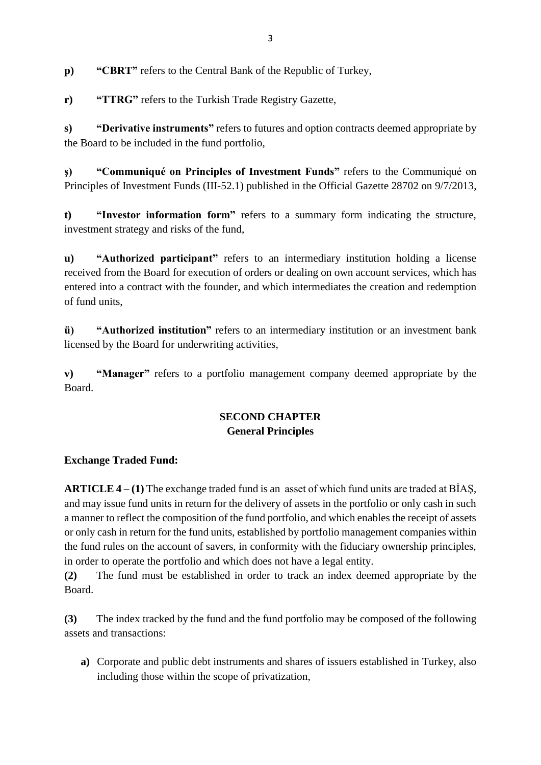**p)** **“CBRT”** refers to the Central Bank of the Republic of Turkey,

**r)** **“TTRG”** refers to the Turkish Trade Registry Gazette,

**s)** **“Derivative instruments”** refers to futures and option contracts deemed appropriate by the Board to be included in the fund portfolio,

**ş)** **“Communiqué on Principles of Investment Funds”** refers to the Communiqué on Principles of Investment Funds (III-52.1) published in the Official Gazette 28702 on 9/7/2013,

**t)** **“Investor information form”** refers to a summary form indicating the structure, investment strategy and risks of the fund,

**u)** **“Authorized participant”** refers to an intermediary institution holding a license received from the Board for execution of orders or dealing on own account services, which has entered into a contract with the founder, and which intermediates the creation and redemption of fund units,

**ü)** **“Authorized institution”** refers to an intermediary institution or an investment bank licensed by the Board for underwriting activities,

**v)** **“Manager”** refers to a portfolio management company deemed appropriate by the Board.

## SECOND CHAPTER
## General Principles

**Exchange Traded Fund:**

**ARTICLE 4 – (1)** The exchange traded fund is an asset of which fund units are traded at BİAŞ, and may issue fund units in return for the delivery of assets in the portfolio or only cash in such a manner to reflect the composition of the fund portfolio, and which enables the receipt of assets or only cash in return for the fund units, established by portfolio management companies within the fund rules on the account of savers, in conformity with the fiduciary ownership principles, in order to operate the portfolio and which does not have a legal entity.

**(2)** The fund must be established in order to track an index deemed appropriate by the Board.

**(3)** The index tracked by the fund and the fund portfolio may be composed of the following assets and transactions:

**a)** Corporate and public debt instruments and shares of issuers established in Turkey, also including those within the scope of privatization,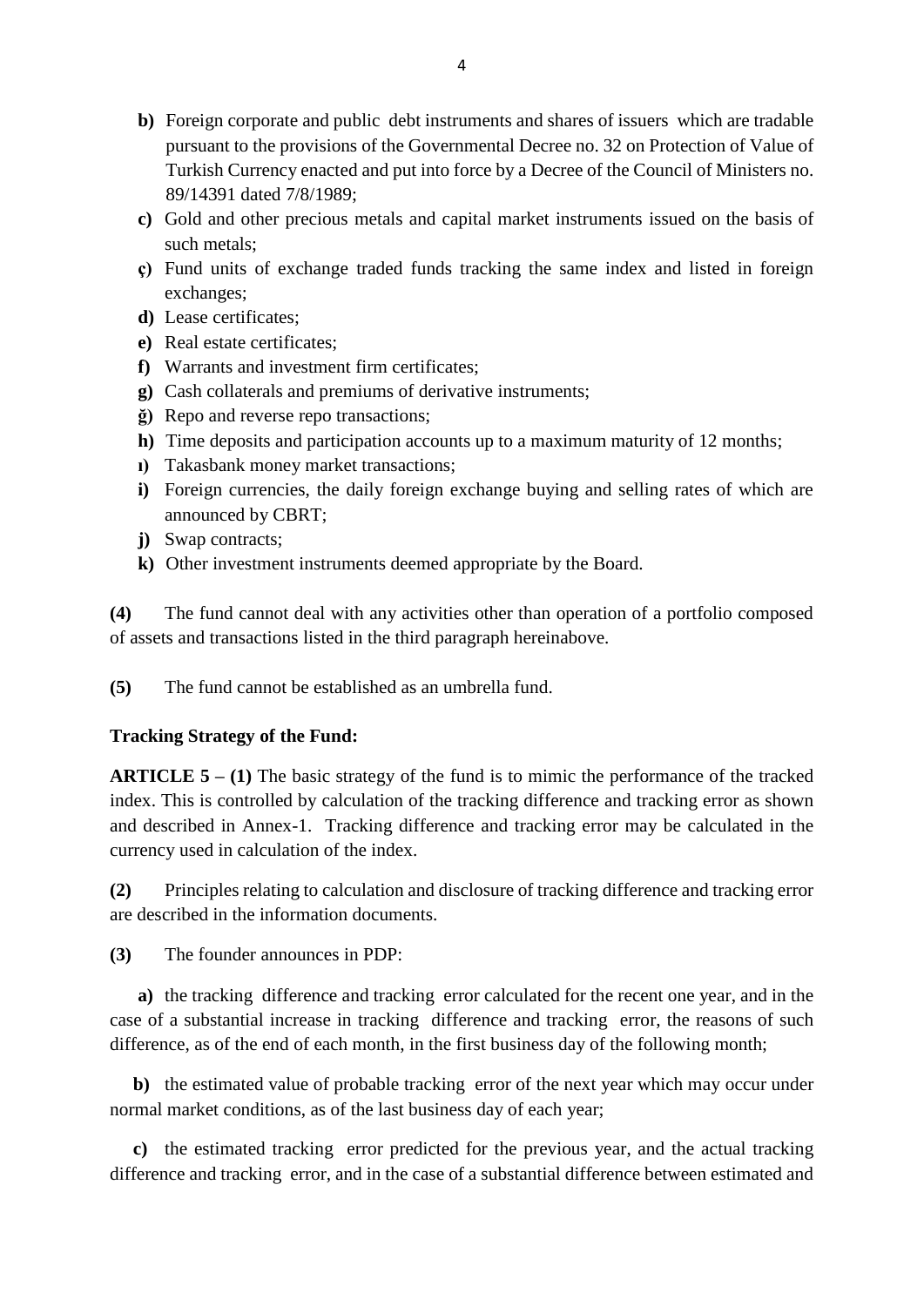- **b)** Foreign corporate and public debt instruments and shares of issuers which are tradable pursuant to the provisions of the Governmental Decree no. 32 on Protection of Value of Turkish Currency enacted and put into force by a Decree of the Council of Ministers no. 89/14391 dated 7/8/1989;
- **c)** Gold and other precious metals and capital market instruments issued on the basis of such metals;
- **ç)** Fund units of exchange traded funds tracking the same index and listed in foreign exchanges;
- **d)** Lease certificates;
- **e)** Real estate certificates;
- **f)** Warrants and investment firm certificates;
- **g)** Cash collaterals and premiums of derivative instruments;
- **ğ)** Repo and reverse repo transactions;
- **h)** Time deposits and participation accounts up to a maximum maturity of 12 months;
- **ı)** Takasbank money market transactions;
- **i)** Foreign currencies, the daily foreign exchange buying and selling rates of which are announced by CBRT;
- **j)** Swap contracts;
- **k)** Other investment instruments deemed appropriate by the Board.

**(4)** The fund cannot deal with any activities other than operation of a portfolio composed of assets and transactions listed in the third paragraph hereinabove.

**(5)** The fund cannot be established as an umbrella fund.

**Tracking Strategy of the Fund:**

**ARTICLE 5 – (1)** The basic strategy of the fund is to mimic the performance of the tracked index. This is controlled by calculation of the tracking difference and tracking error as shown and described in Annex-1. Tracking difference and tracking error may be calculated in the currency used in calculation of the index.

**(2)** Principles relating to calculation and disclosure of tracking difference and tracking error are described in the information documents.

**(3)** The founder announces in PDP:

**a)** the tracking difference and tracking error calculated for the recent one year, and in the case of a substantial increase in tracking difference and tracking error, the reasons of such difference, as of the end of each month, in the first business day of the following month;

**b)** the estimated value of probable tracking error of the next year which may occur under normal market conditions, as of the last business day of each year;

**c)** the estimated tracking error predicted for the previous year, and the actual tracking difference and tracking error, and in the case of a substantial difference between estimated and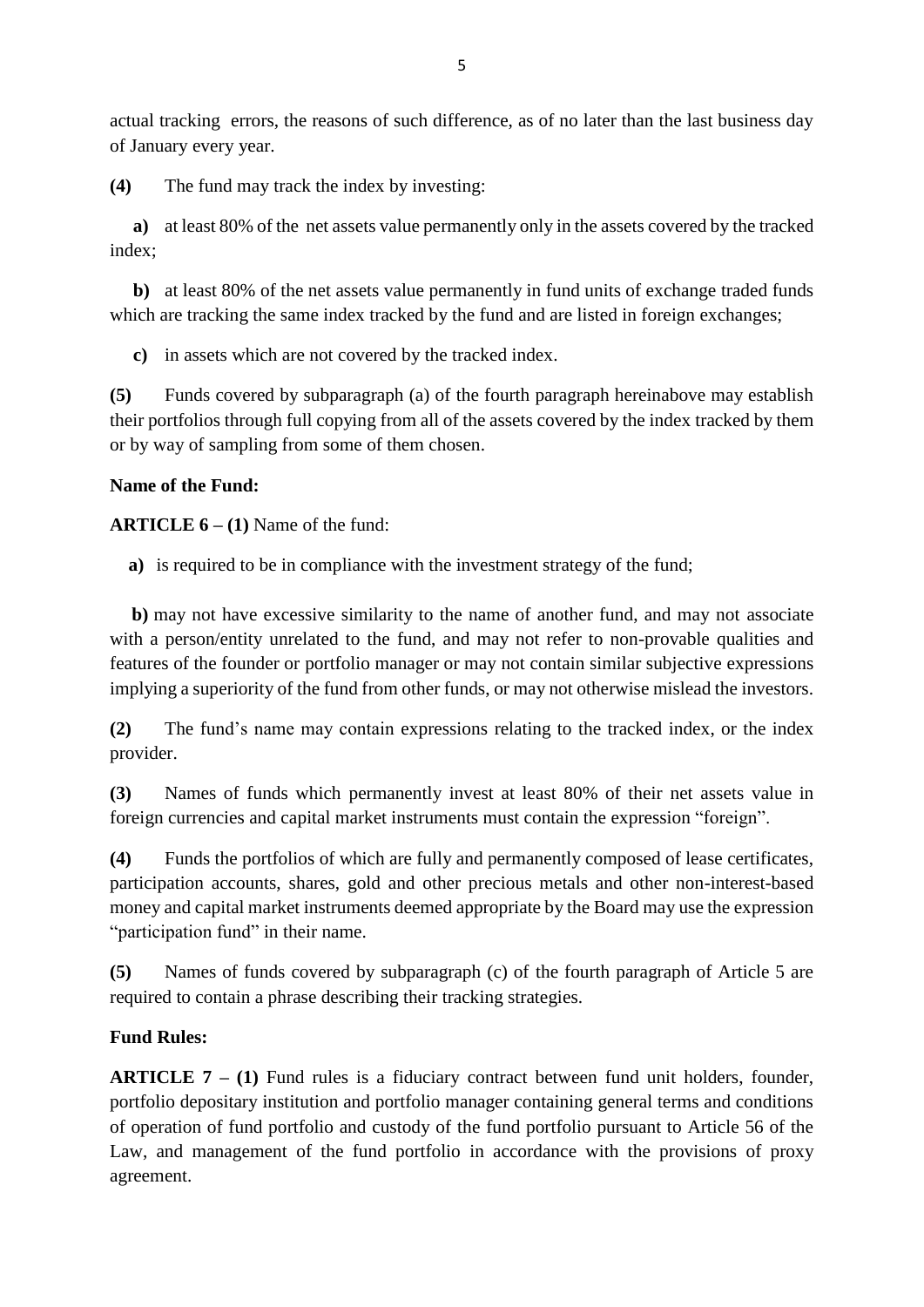actual tracking errors, the reasons of such difference, as of no later than the last business day of January every year.

**(4)** The fund may track the index by investing:

**a)** at least 80% of the net assets value permanently only in the assets covered by the tracked index;

**b)** at least 80% of the net assets value permanently in fund units of exchange traded funds which are tracking the same index tracked by the fund and are listed in foreign exchanges;

**c)** in assets which are not covered by the tracked index.

**(5)** Funds covered by subparagraph (a) of the fourth paragraph hereinabove may establish their portfolios through full copying from all of the assets covered by the index tracked by them or by way of sampling from some of them chosen.

**Name of the Fund:**

**ARTICLE 6 – (1)** Name of the fund:

**a)** is required to be in compliance with the investment strategy of the fund;

**b)** may not have excessive similarity to the name of another fund, and may not associate with a person/entity unrelated to the fund, and may not refer to non-provable qualities and features of the founder or portfolio manager or may not contain similar subjective expressions implying a superiority of the fund from other funds, or may not otherwise mislead the investors.

**(2)** The fund's name may contain expressions relating to the tracked index, or the index provider.

**(3)** Names of funds which permanently invest at least 80% of their net assets value in foreign currencies and capital market instruments must contain the expression "foreign".

**(4)** Funds the portfolios of which are fully and permanently composed of lease certificates, participation accounts, shares, gold and other precious metals and other non-interest-based money and capital market instruments deemed appropriate by the Board may use the expression "participation fund" in their name.

**(5)** Names of funds covered by subparagraph (c) of the fourth paragraph of Article 5 are required to contain a phrase describing their tracking strategies.

**Fund Rules:**

**ARTICLE 7 – (1)** Fund rules is a fiduciary contract between fund unit holders, founder, portfolio depositary institution and portfolio manager containing general terms and conditions of operation of fund portfolio and custody of the fund portfolio pursuant to Article 56 of the Law, and management of the fund portfolio in accordance with the provisions of proxy agreement.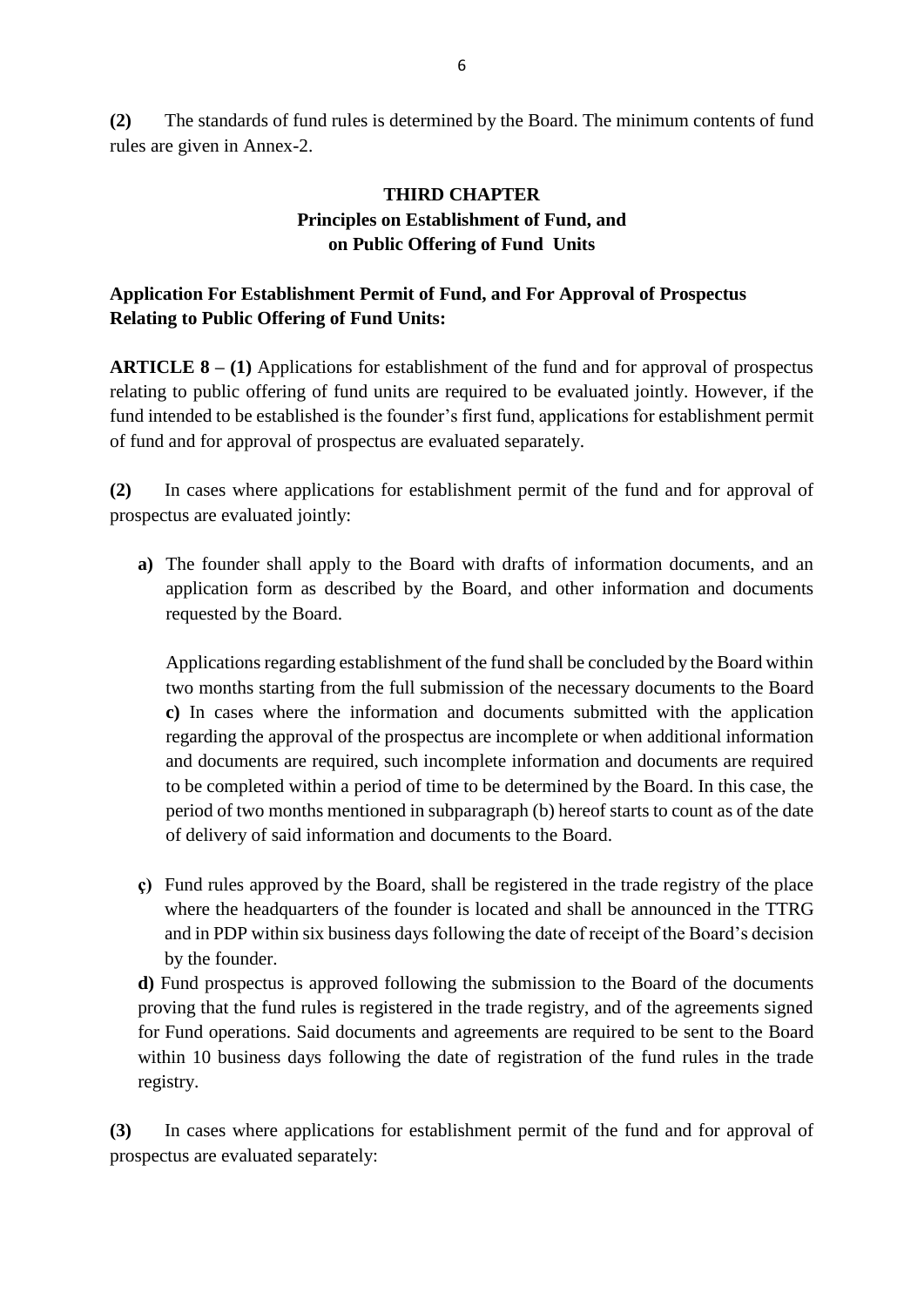**(2)** The standards of fund rules is determined by the Board. The minimum contents of fund rules are given in Annex-2.

## THIRD CHAPTER
## Principles on Establishment of Fund, and on Public Offering of Fund Units

**Application For Establishment Permit of Fund, and For Approval of Prospectus Relating to Public Offering of Fund Units:**

**ARTICLE 8 – (1)** Applications for establishment of the fund and for approval of prospectus relating to public offering of fund units are required to be evaluated jointly. However, if the fund intended to be established is the founder's first fund, applications for establishment permit of fund and for approval of prospectus are evaluated separately.

**(2)** In cases where applications for establishment permit of the fund and for approval of prospectus are evaluated jointly:

**a)** The founder shall apply to the Board with drafts of information documents, and an application form as described by the Board, and other information and documents requested by the Board.

Applications regarding establishment of the fund shall be concluded by the Board within two months starting from the full submission of the necessary documents to the Board **c)** In cases where the information and documents submitted with the application regarding the approval of the prospectus are incomplete or when additional information and documents are required, such incomplete information and documents are required to be completed within a period of time to be determined by the Board. In this case, the period of two months mentioned in subparagraph (b) hereof starts to count as of the date of delivery of said information and documents to the Board.

**ç)** Fund rules approved by the Board, shall be registered in the trade registry of the place where the headquarters of the founder is located and shall be announced in the TTRG and in PDP within six business days following the date of receipt of the Board's decision by the founder.

**d)** Fund prospectus is approved following the submission to the Board of the documents proving that the fund rules is registered in the trade registry, and of the agreements signed for Fund operations. Said documents and agreements are required to be sent to the Board within 10 business days following the date of registration of the fund rules in the trade registry.

**(3)** In cases where applications for establishment permit of the fund and for approval of prospectus are evaluated separately: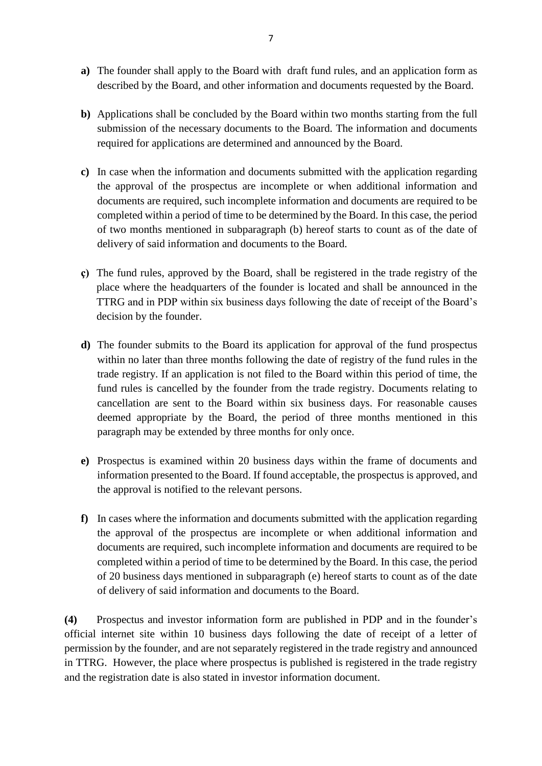**a)** The founder shall apply to the Board with draft fund rules, and an application form as described by the Board, and other information and documents requested by the Board.

**b)** Applications shall be concluded by the Board within two months starting from the full submission of the necessary documents to the Board. The information and documents required for applications are determined and announced by the Board.

**c)** In case when the information and documents submitted with the application regarding the approval of the prospectus are incomplete or when additional information and documents are required, such incomplete information and documents are required to be completed within a period of time to be determined by the Board. In this case, the period of two months mentioned in subparagraph (b) hereof starts to count as of the date of delivery of said information and documents to the Board.

**ç)** The fund rules, approved by the Board, shall be registered in the trade registry of the place where the headquarters of the founder is located and shall be announced in the TTRG and in PDP within six business days following the date of receipt of the Board's decision by the founder.

**d)** The founder submits to the Board its application for approval of the fund prospectus within no later than three months following the date of registry of the fund rules in the trade registry. If an application is not filed to the Board within this period of time, the fund rules is cancelled by the founder from the trade registry. Documents relating to cancellation are sent to the Board within six business days. For reasonable causes deemed appropriate by the Board, the period of three months mentioned in this paragraph may be extended by three months for only once.

**e)** Prospectus is examined within 20 business days within the frame of documents and information presented to the Board. If found acceptable, the prospectus is approved, and the approval is notified to the relevant persons.

**f)** In cases where the information and documents submitted with the application regarding the approval of the prospectus are incomplete or when additional information and documents are required, such incomplete information and documents are required to be completed within a period of time to be determined by the Board. In this case, the period of 20 business days mentioned in subparagraph (e) hereof starts to count as of the date of delivery of said information and documents to the Board.

**(4)** Prospectus and investor information form are published in PDP and in the founder's official internet site within 10 business days following the date of receipt of a letter of permission by the founder, and are not separately registered in the trade registry and announced in TTRG. However, the place where prospectus is published is registered in the trade registry and the registration date is also stated in investor information document.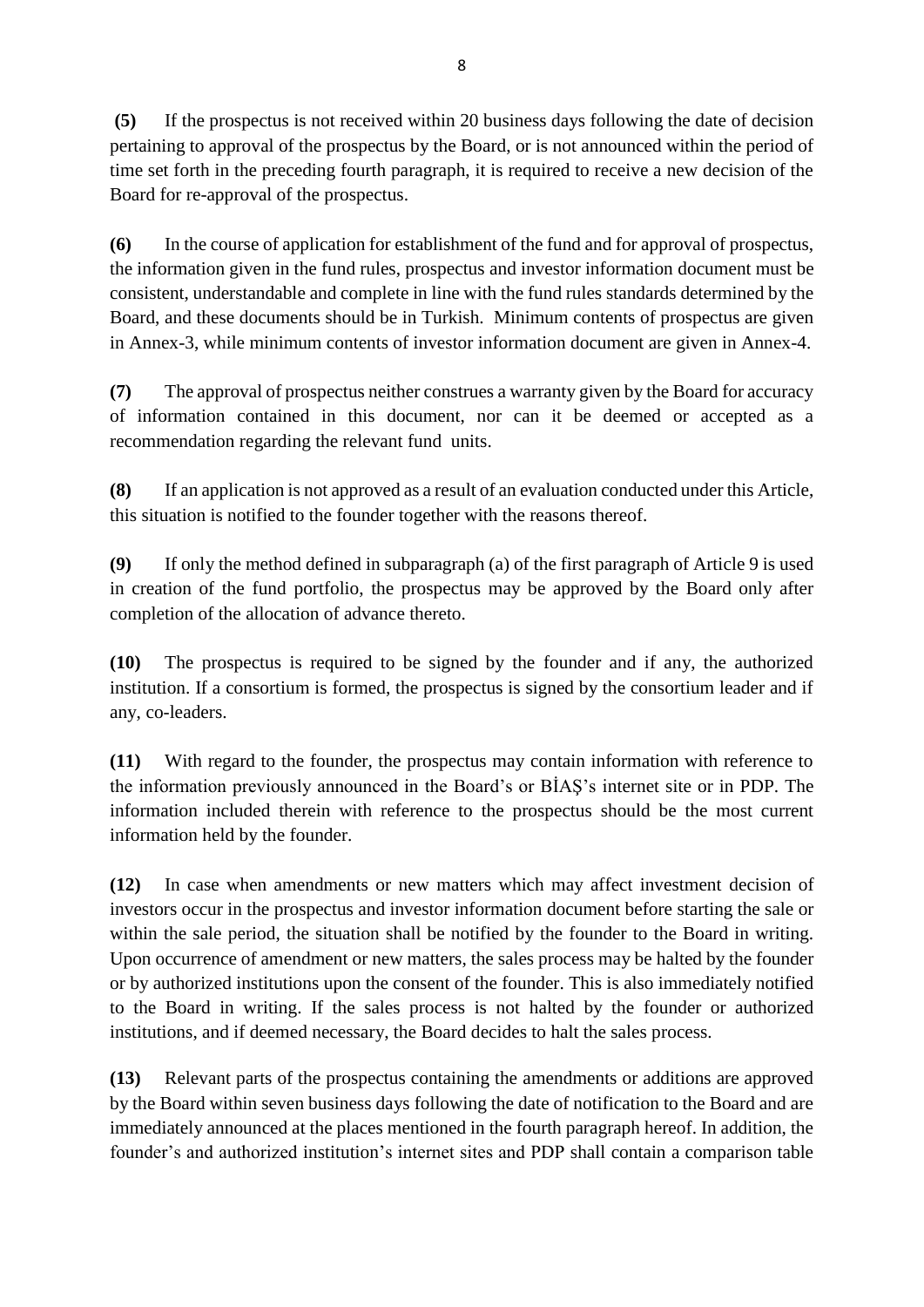**(5)** If the prospectus is not received within 20 business days following the date of decision pertaining to approval of the prospectus by the Board, or is not announced within the period of time set forth in the preceding fourth paragraph, it is required to receive a new decision of the Board for re-approval of the prospectus.

**(6)** In the course of application for establishment of the fund and for approval of prospectus, the information given in the fund rules, prospectus and investor information document must be consistent, understandable and complete in line with the fund rules standards determined by the Board, and these documents should be in Turkish. Minimum contents of prospectus are given in Annex-3, while minimum contents of investor information document are given in Annex-4.

**(7)** The approval of prospectus neither construes a warranty given by the Board for accuracy of information contained in this document, nor can it be deemed or accepted as a recommendation regarding the relevant fund units.

**(8)** If an application is not approved as a result of an evaluation conducted under this Article, this situation is notified to the founder together with the reasons thereof.

**(9)** If only the method defined in subparagraph (a) of the first paragraph of Article 9 is used in creation of the fund portfolio, the prospectus may be approved by the Board only after completion of the allocation of advance thereto.

**(10)** The prospectus is required to be signed by the founder and if any, the authorized institution. If a consortium is formed, the prospectus is signed by the consortium leader and if any, co-leaders.

**(11)** With regard to the founder, the prospectus may contain information with reference to the information previously announced in the Board's or BİAŞ's internet site or in PDP. The information included therein with reference to the prospectus should be the most current information held by the founder.

**(12)** In case when amendments or new matters which may affect investment decision of investors occur in the prospectus and investor information document before starting the sale or within the sale period, the situation shall be notified by the founder to the Board in writing. Upon occurrence of amendment or new matters, the sales process may be halted by the founder or by authorized institutions upon the consent of the founder. This is also immediately notified to the Board in writing. If the sales process is not halted by the founder or authorized institutions, and if deemed necessary, the Board decides to halt the sales process.

**(13)** Relevant parts of the prospectus containing the amendments or additions are approved by the Board within seven business days following the date of notification to the Board and are immediately announced at the places mentioned in the fourth paragraph hereof. In addition, the founder's and authorized institution's internet sites and PDP shall contain a comparison table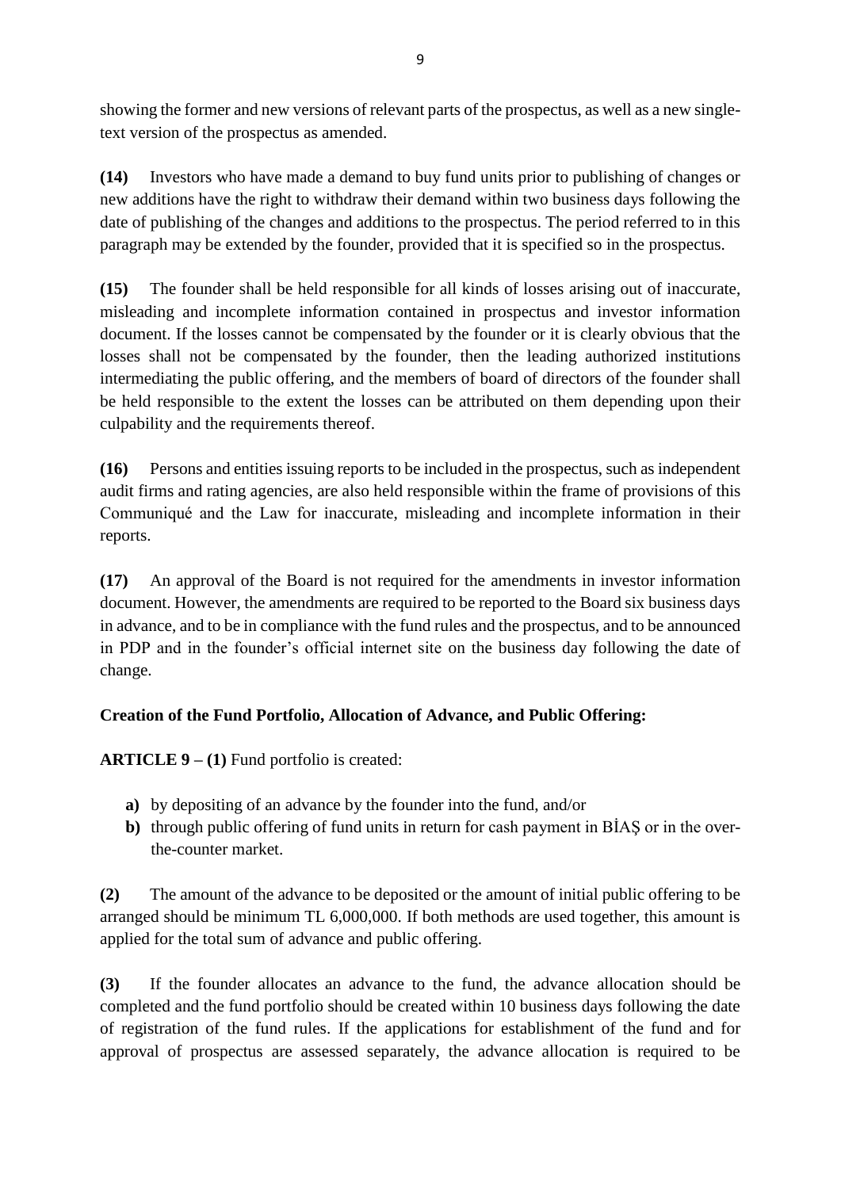showing the former and new versions of relevant parts of the prospectus, as well as a new single-text version of the prospectus as amended.

**(14)** Investors who have made a demand to buy fund units prior to publishing of changes or new additions have the right to withdraw their demand within two business days following the date of publishing of the changes and additions to the prospectus. The period referred to in this paragraph may be extended by the founder, provided that it is specified so in the prospectus.

**(15)** The founder shall be held responsible for all kinds of losses arising out of inaccurate, misleading and incomplete information contained in prospectus and investor information document. If the losses cannot be compensated by the founder or it is clearly obvious that the losses shall not be compensated by the founder, then the leading authorized institutions intermediating the public offering, and the members of board of directors of the founder shall be held responsible to the extent the losses can be attributed on them depending upon their culpability and the requirements thereof.

**(16)** Persons and entities issuing reports to be included in the prospectus, such as independent audit firms and rating agencies, are also held responsible within the frame of provisions of this Communiqué and the Law for inaccurate, misleading and incomplete information in their reports.

**(17)** An approval of the Board is not required for the amendments in investor information document. However, the amendments are required to be reported to the Board six business days in advance, and to be in compliance with the fund rules and the prospectus, and to be announced in PDP and in the founder's official internet site on the business day following the date of change.

**Creation of the Fund Portfolio, Allocation of Advance, and Public Offering:**

**ARTICLE 9 – (1)** Fund portfolio is created:

- **a)** by depositing of an advance by the founder into the fund, and/or
- **b)** through public offering of fund units in return for cash payment in BİAŞ or in the over-the-counter market.

**(2)** The amount of the advance to be deposited or the amount of initial public offering to be arranged should be minimum TL 6,000,000. If both methods are used together, this amount is applied for the total sum of advance and public offering.

**(3)** If the founder allocates an advance to the fund, the advance allocation should be completed and the fund portfolio should be created within 10 business days following the date of registration of the fund rules. If the applications for establishment of the fund and for approval of prospectus are assessed separately, the advance allocation is required to be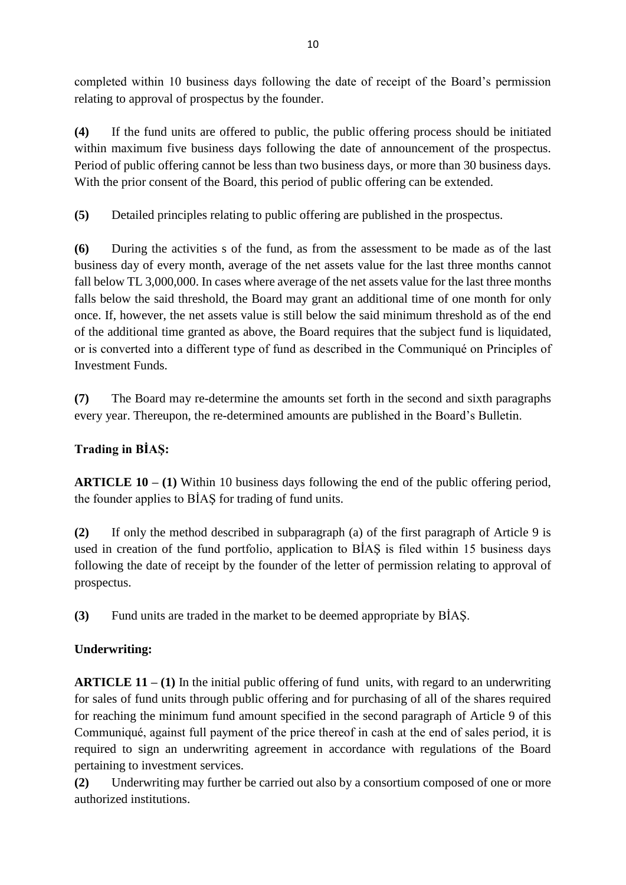completed within 10 business days following the date of receipt of the Board's permission relating to approval of prospectus by the founder.

**(4)** If the fund units are offered to public, the public offering process should be initiated within maximum five business days following the date of announcement of the prospectus. Period of public offering cannot be less than two business days, or more than 30 business days. With the prior consent of the Board, this period of public offering can be extended.

**(5)** Detailed principles relating to public offering are published in the prospectus.

**(6)** During the activities s of the fund, as from the assessment to be made as of the last business day of every month, average of the net assets value for the last three months cannot fall below TL 3,000,000. In cases where average of the net assets value for the last three months falls below the said threshold, the Board may grant an additional time of one month for only once. If, however, the net assets value is still below the said minimum threshold as of the end of the additional time granted as above, the Board requires that the subject fund is liquidated, or is converted into a different type of fund as described in the Communiqué on Principles of Investment Funds.

**(7)** The Board may re-determine the amounts set forth in the second and sixth paragraphs every year. Thereupon, the re-determined amounts are published in the Board's Bulletin.

**Trading in BİAŞ:**

**ARTICLE 10 – (1)** Within 10 business days following the end of the public offering period, the founder applies to BİAŞ for trading of fund units.

**(2)** If only the method described in subparagraph (a) of the first paragraph of Article 9 is used in creation of the fund portfolio, application to BİAŞ is filed within 15 business days following the date of receipt by the founder of the letter of permission relating to approval of prospectus.

**(3)** Fund units are traded in the market to be deemed appropriate by BİAŞ.

**Underwriting:**

**ARTICLE 11 – (1)** In the initial public offering of fund units, with regard to an underwriting for sales of fund units through public offering and for purchasing of all of the shares required for reaching the minimum fund amount specified in the second paragraph of Article 9 of this Communiqué, against full payment of the price thereof in cash at the end of sales period, it is required to sign an underwriting agreement in accordance with regulations of the Board pertaining to investment services.

**(2)** Underwriting may further be carried out also by a consortium composed of one or more authorized institutions.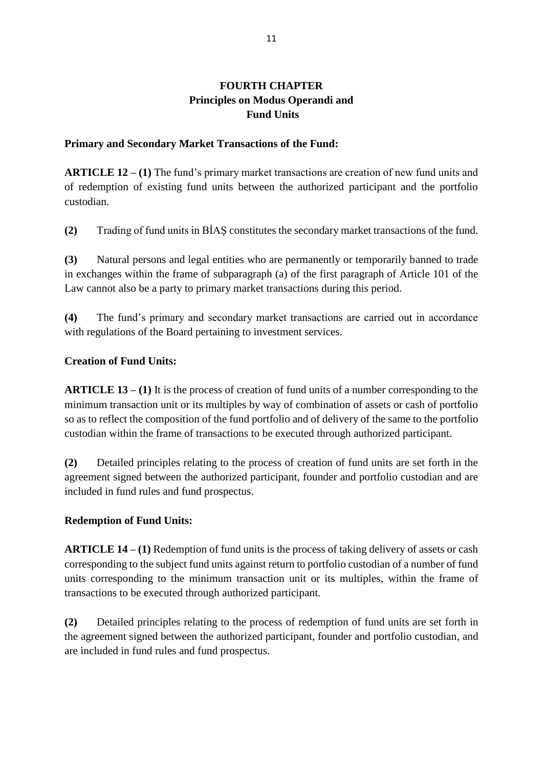## FOURTH CHAPTER
## Principles on Modus Operandi and Fund Units

**Primary and Secondary Market Transactions of the Fund:**

**ARTICLE 12 – (1)** The fund's primary market transactions are creation of new fund units and of redemption of existing fund units between the authorized participant and the portfolio custodian.

**(2)** Trading of fund units in BİAŞ constitutes the secondary market transactions of the fund.

**(3)** Natural persons and legal entities who are permanently or temporarily banned to trade in exchanges within the frame of subparagraph (a) of the first paragraph of Article 101 of the Law cannot also be a party to primary market transactions during this period.

**(4)** The fund's primary and secondary market transactions are carried out in accordance with regulations of the Board pertaining to investment services.

**Creation of Fund Units:**

**ARTICLE 13 – (1)** It is the process of creation of fund units of a number corresponding to the minimum transaction unit or its multiples by way of combination of assets or cash of portfolio so as to reflect the composition of the fund portfolio and of delivery of the same to the portfolio custodian within the frame of transactions to be executed through authorized participant.

**(2)** Detailed principles relating to the process of creation of fund units are set forth in the agreement signed between the authorized participant, founder and portfolio custodian and are included in fund rules and fund prospectus.

**Redemption of Fund Units:**

**ARTICLE 14 – (1)** Redemption of fund units is the process of taking delivery of assets or cash corresponding to the subject fund units against return to portfolio custodian of a number of fund units corresponding to the minimum transaction unit or its multiples, within the frame of transactions to be executed through authorized participant.

**(2)** Detailed principles relating to the process of redemption of fund units are set forth in the agreement signed between the authorized participant, founder and portfolio custodian, and are included in fund rules and fund prospectus.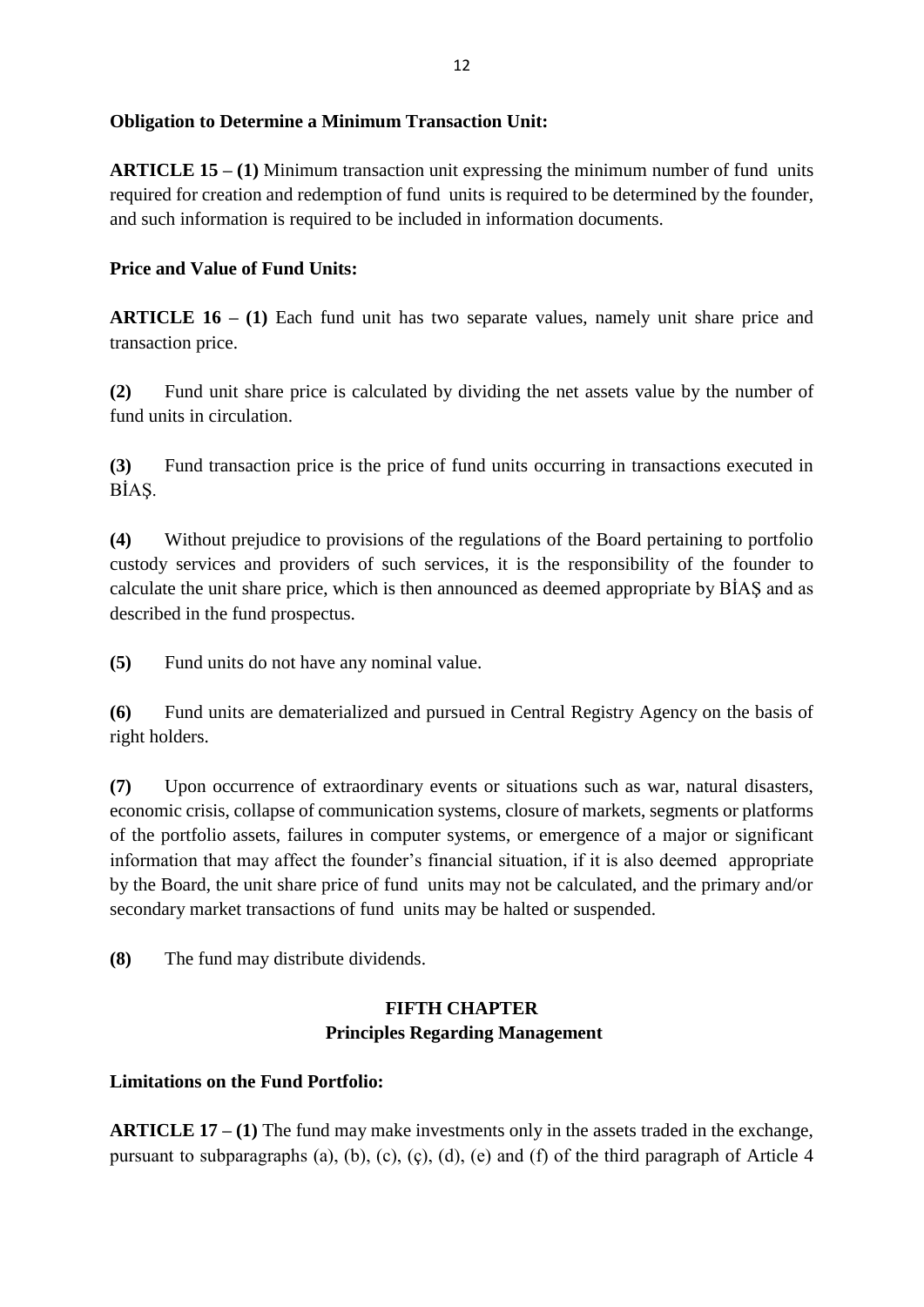**Obligation to Determine a Minimum Transaction Unit:**

**ARTICLE 15 – (1)** Minimum transaction unit expressing the minimum number of fund units required for creation and redemption of fund units is required to be determined by the founder, and such information is required to be included in information documents.

**Price and Value of Fund Units:**

**ARTICLE 16 – (1)** Each fund unit has two separate values, namely unit share price and transaction price.

**(2)** Fund unit share price is calculated by dividing the net assets value by the number of fund units in circulation.

**(3)** Fund transaction price is the price of fund units occurring in transactions executed in BİAŞ.

**(4)** Without prejudice to provisions of the regulations of the Board pertaining to portfolio custody services and providers of such services, it is the responsibility of the founder to calculate the unit share price, which is then announced as deemed appropriate by BİAŞ and as described in the fund prospectus.

**(5)** Fund units do not have any nominal value.

**(6)** Fund units are dematerialized and pursued in Central Registry Agency on the basis of right holders.

**(7)** Upon occurrence of extraordinary events or situations such as war, natural disasters, economic crisis, collapse of communication systems, closure of markets, segments or platforms of the portfolio assets, failures in computer systems, or emergence of a major or significant information that may affect the founder's financial situation, if it is also deemed appropriate by the Board, the unit share price of fund units may not be calculated, and the primary and/or secondary market transactions of fund units may be halted or suspended.

**(8)** The fund may distribute dividends.

## FIFTH CHAPTER
## Principles Regarding Management

**Limitations on the Fund Portfolio:**

**ARTICLE 17 – (1)** The fund may make investments only in the assets traded in the exchange, pursuant to subparagraphs (a), (b), (c), (ç), (d), (e) and (f) of the third paragraph of Article 4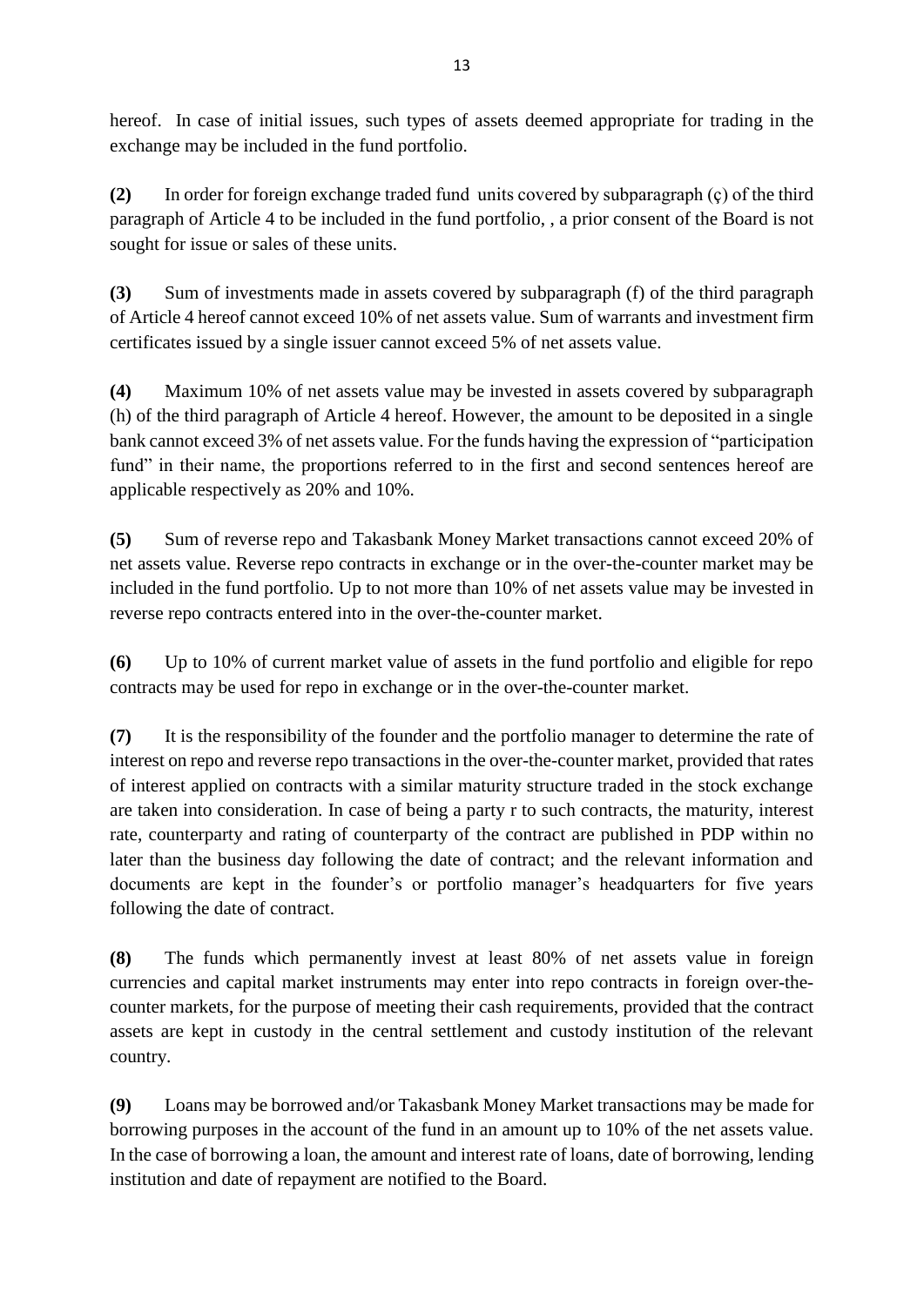hereof. In case of initial issues, such types of assets deemed appropriate for trading in the exchange may be included in the fund portfolio.

**(2)** In order for foreign exchange traded fund units covered by subparagraph (ç) of the third paragraph of Article 4 to be included in the fund portfolio, , a prior consent of the Board is not sought for issue or sales of these units.

**(3)** Sum of investments made in assets covered by subparagraph (f) of the third paragraph of Article 4 hereof cannot exceed 10% of net assets value. Sum of warrants and investment firm certificates issued by a single issuer cannot exceed 5% of net assets value.

**(4)** Maximum 10% of net assets value may be invested in assets covered by subparagraph (h) of the third paragraph of Article 4 hereof. However, the amount to be deposited in a single bank cannot exceed 3% of net assets value. For the funds having the expression of "participation fund" in their name, the proportions referred to in the first and second sentences hereof are applicable respectively as 20% and 10%.

**(5)** Sum of reverse repo and Takasbank Money Market transactions cannot exceed 20% of net assets value. Reverse repo contracts in exchange or in the over-the-counter market may be included in the fund portfolio. Up to not more than 10% of net assets value may be invested in reverse repo contracts entered into in the over-the-counter market.

**(6)** Up to 10% of current market value of assets in the fund portfolio and eligible for repo contracts may be used for repo in exchange or in the over-the-counter market.

**(7)** It is the responsibility of the founder and the portfolio manager to determine the rate of interest on repo and reverse repo transactions in the over-the-counter market, provided that rates of interest applied on contracts with a similar maturity structure traded in the stock exchange are taken into consideration. In case of being a party r to such contracts, the maturity, interest rate, counterparty and rating of counterparty of the contract are published in PDP within no later than the business day following the date of contract; and the relevant information and documents are kept in the founder's or portfolio manager's headquarters for five years following the date of contract.

**(8)** The funds which permanently invest at least 80% of net assets value in foreign currencies and capital market instruments may enter into repo contracts in foreign over-the-counter markets, for the purpose of meeting their cash requirements, provided that the contract assets are kept in custody in the central settlement and custody institution of the relevant country.

**(9)** Loans may be borrowed and/or Takasbank Money Market transactions may be made for borrowing purposes in the account of the fund in an amount up to 10% of the net assets value. In the case of borrowing a loan, the amount and interest rate of loans, date of borrowing, lending institution and date of repayment are notified to the Board.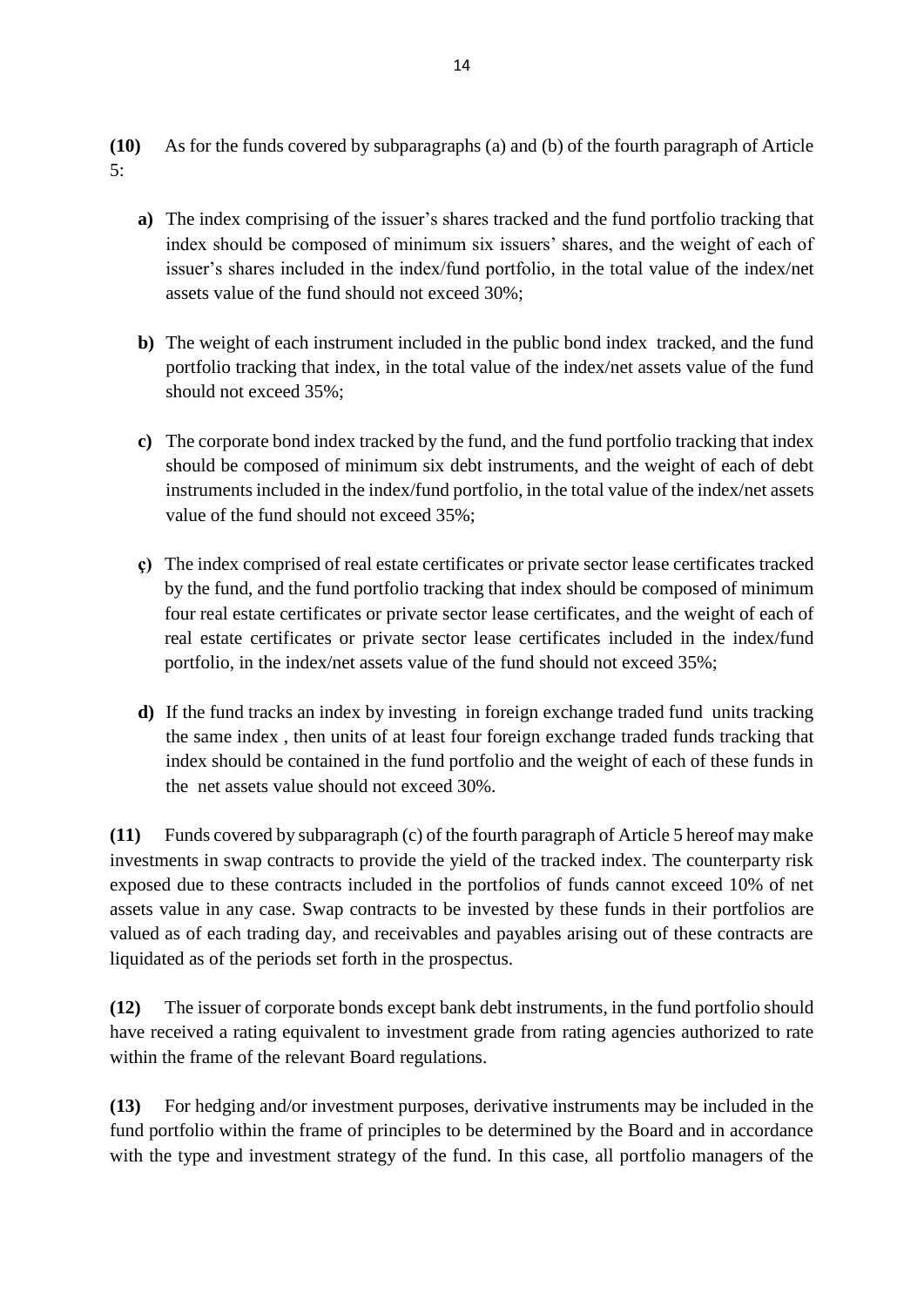**(10)** As for the funds covered by subparagraphs (a) and (b) of the fourth paragraph of Article 5:

- **a)** The index comprising of the issuer's shares tracked and the fund portfolio tracking that index should be composed of minimum six issuers' shares, and the weight of each of issuer's shares included in the index/fund portfolio, in the total value of the index/net assets value of the fund should not exceed 30%;

- **b)** The weight of each instrument included in the public bond index tracked, and the fund portfolio tracking that index, in the total value of the index/net assets value of the fund should not exceed 35%;

- **c)** The corporate bond index tracked by the fund, and the fund portfolio tracking that index should be composed of minimum six debt instruments, and the weight of each of debt instruments included in the index/fund portfolio, in the total value of the index/net assets value of the fund should not exceed 35%;

- **ç)** The index comprised of real estate certificates or private sector lease certificates tracked by the fund, and the fund portfolio tracking that index should be composed of minimum four real estate certificates or private sector lease certificates, and the weight of each of real estate certificates or private sector lease certificates included in the index/fund portfolio, in the index/net assets value of the fund should not exceed 35%;

- **d)** If the fund tracks an index by investing in foreign exchange traded fund units tracking the same index , then units of at least four foreign exchange traded funds tracking that index should be contained in the fund portfolio and the weight of each of these funds in the net assets value should not exceed 30%.

**(11)** Funds covered by subparagraph (c) of the fourth paragraph of Article 5 hereof may make investments in swap contracts to provide the yield of the tracked index. The counterparty risk exposed due to these contracts included in the portfolios of funds cannot exceed 10% of net assets value in any case. Swap contracts to be invested by these funds in their portfolios are valued as of each trading day, and receivables and payables arising out of these contracts are liquidated as of the periods set forth in the prospectus.

**(12)** The issuer of corporate bonds except bank debt instruments, in the fund portfolio should have received a rating equivalent to investment grade from rating agencies authorized to rate within the frame of the relevant Board regulations.

**(13)** For hedging and/or investment purposes, derivative instruments may be included in the fund portfolio within the frame of principles to be determined by the Board and in accordance with the type and investment strategy of the fund. In this case, all portfolio managers of the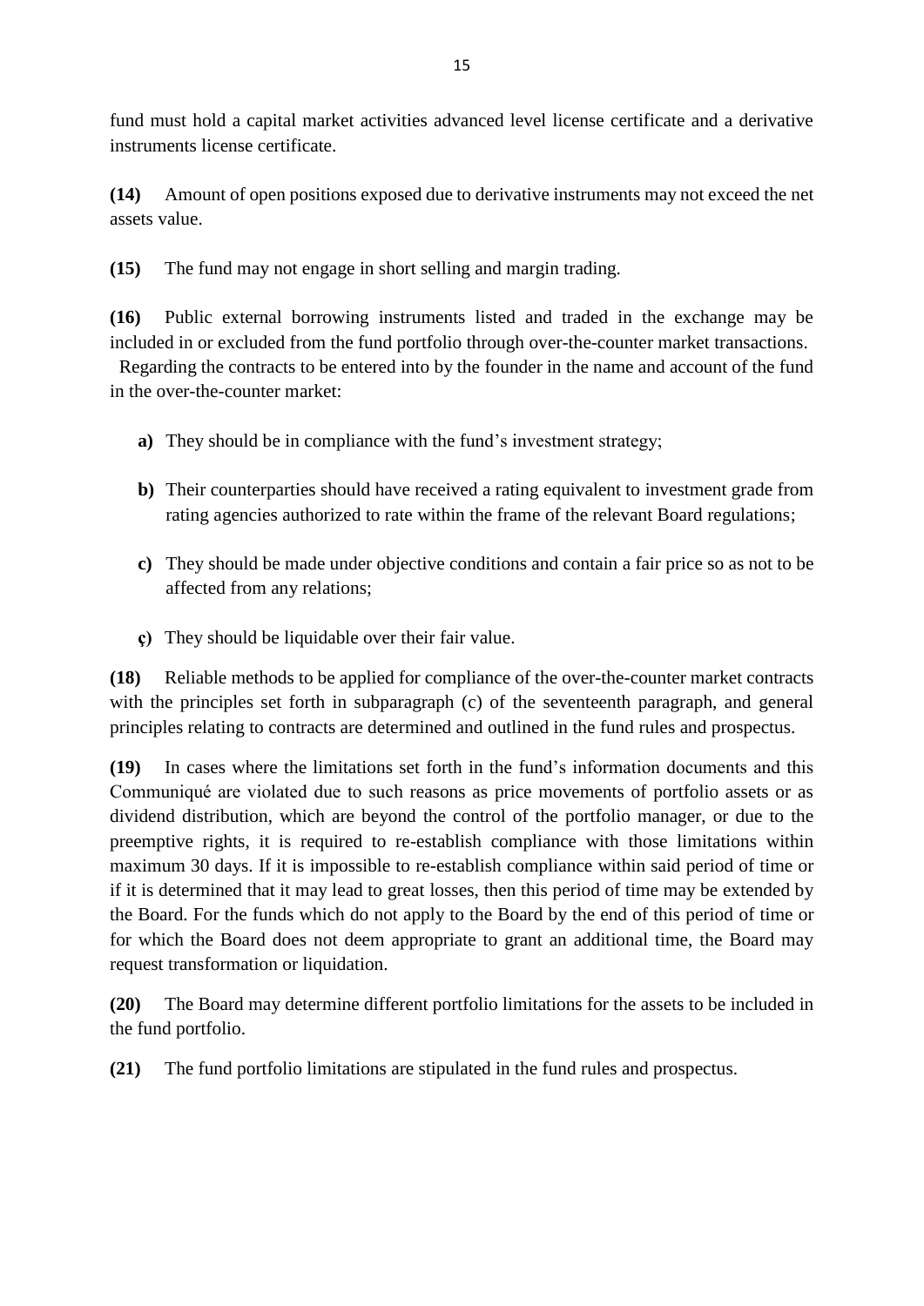fund must hold a capital market activities advanced level license certificate and a derivative instruments license certificate.

**(14)** Amount of open positions exposed due to derivative instruments may not exceed the net assets value.

**(15)** The fund may not engage in short selling and margin trading.

**(16)** Public external borrowing instruments listed and traded in the exchange may be included in or excluded from the fund portfolio through over-the-counter market transactions.
Regarding the contracts to be entered into by the founder in the name and account of the fund in the over-the-counter market:

- **a)** They should be in compliance with the fund's investment strategy;
- **b)** Their counterparties should have received a rating equivalent to investment grade from rating agencies authorized to rate within the frame of the relevant Board regulations;
- **c)** They should be made under objective conditions and contain a fair price so as not to be affected from any relations;
- **ç)** They should be liquidable over their fair value.

**(18)** Reliable methods to be applied for compliance of the over-the-counter market contracts with the principles set forth in subparagraph (c) of the seventeenth paragraph, and general principles relating to contracts are determined and outlined in the fund rules and prospectus.

**(19)** In cases where the limitations set forth in the fund's information documents and this Communiqué are violated due to such reasons as price movements of portfolio assets or as dividend distribution, which are beyond the control of the portfolio manager, or due to the preemptive rights, it is required to re-establish compliance with those limitations within maximum 30 days. If it is impossible to re-establish compliance within said period of time or if it is determined that it may lead to great losses, then this period of time may be extended by the Board. For the funds which do not apply to the Board by the end of this period of time or for which the Board does not deem appropriate to grant an additional time, the Board may request transformation or liquidation.

**(20)** The Board may determine different portfolio limitations for the assets to be included in the fund portfolio.

**(21)** The fund portfolio limitations are stipulated in the fund rules and prospectus.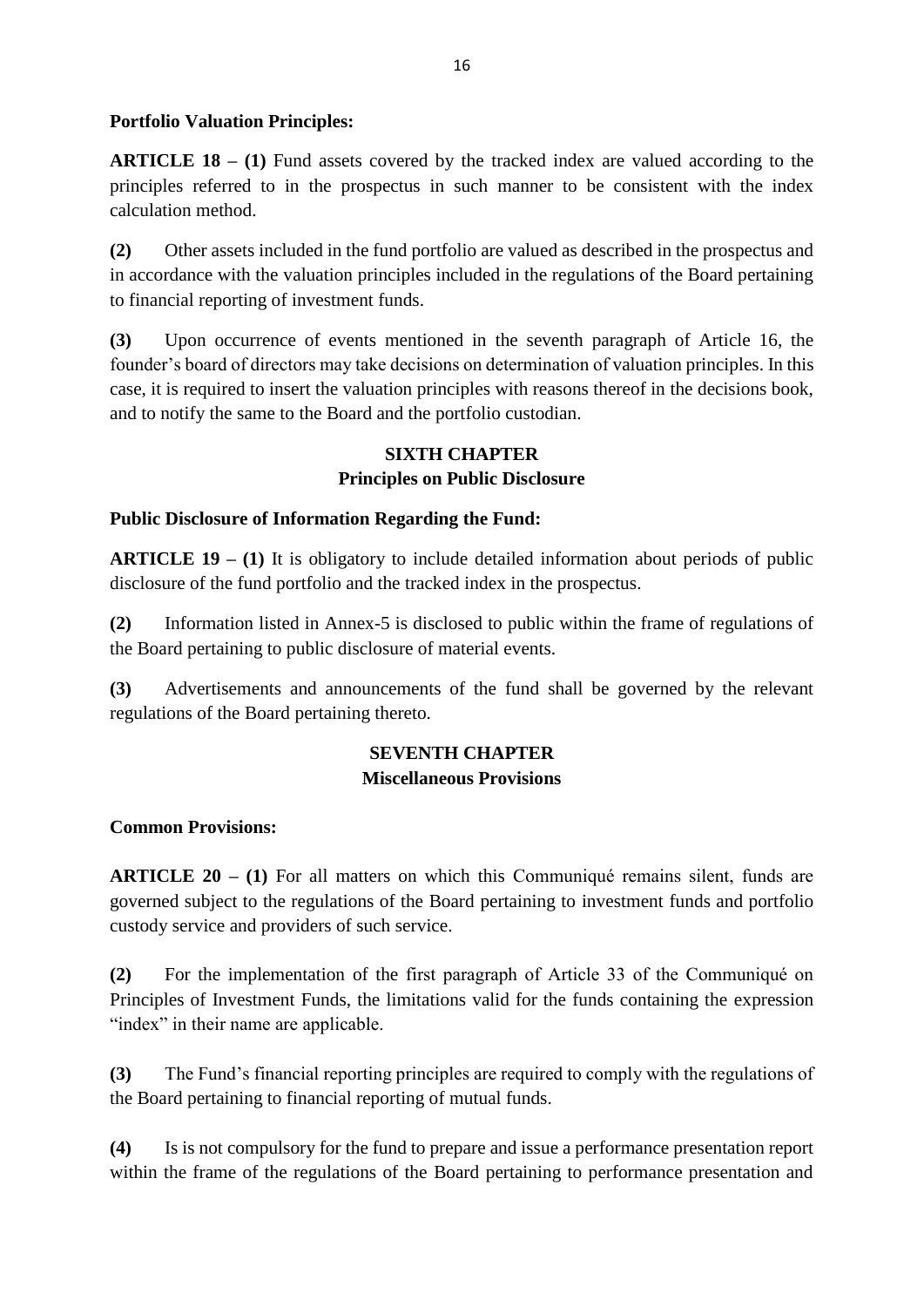**Portfolio Valuation Principles:**

**ARTICLE 18 – (1)** Fund assets covered by the tracked index are valued according to the principles referred to in the prospectus in such manner to be consistent with the index calculation method.

**(2)** Other assets included in the fund portfolio are valued as described in the prospectus and in accordance with the valuation principles included in the regulations of the Board pertaining to financial reporting of investment funds.

**(3)** Upon occurrence of events mentioned in the seventh paragraph of Article 16, the founder's board of directors may take decisions on determination of valuation principles. In this case, it is required to insert the valuation principles with reasons thereof in the decisions book, and to notify the same to the Board and the portfolio custodian.

## SIXTH CHAPTER
## Principles on Public Disclosure

**Public Disclosure of Information Regarding the Fund:**

**ARTICLE 19 – (1)** It is obligatory to include detailed information about periods of public disclosure of the fund portfolio and the tracked index in the prospectus.

**(2)** Information listed in Annex-5 is disclosed to public within the frame of regulations of the Board pertaining to public disclosure of material events.

**(3)** Advertisements and announcements of the fund shall be governed by the relevant regulations of the Board pertaining thereto.

## SEVENTH CHAPTER
## Miscellaneous Provisions

**Common Provisions:**

**ARTICLE 20 – (1)** For all matters on which this Communiqué remains silent, funds are governed subject to the regulations of the Board pertaining to investment funds and portfolio custody service and providers of such service.

**(2)** For the implementation of the first paragraph of Article 33 of the Communiqué on Principles of Investment Funds, the limitations valid for the funds containing the expression "index" in their name are applicable.

**(3)** The Fund's financial reporting principles are required to comply with the regulations of the Board pertaining to financial reporting of mutual funds.

**(4)** Is is not compulsory for the fund to prepare and issue a performance presentation report within the frame of the regulations of the Board pertaining to performance presentation and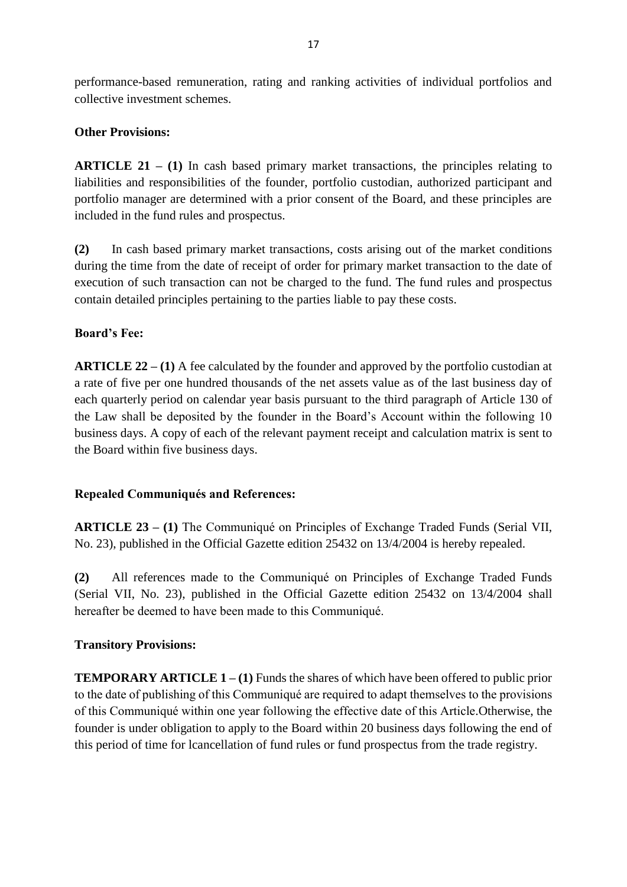performance-based remuneration, rating and ranking activities of individual portfolios and collective investment schemes.

**Other Provisions:**

**ARTICLE 21 – (1)** In cash based primary market transactions, the principles relating to liabilities and responsibilities of the founder, portfolio custodian, authorized participant and portfolio manager are determined with a prior consent of the Board, and these principles are included in the fund rules and prospectus.

**(2)** In cash based primary market transactions, costs arising out of the market conditions during the time from the date of receipt of order for primary market transaction to the date of execution of such transaction can not be charged to the fund. The fund rules and prospectus contain detailed principles pertaining to the parties liable to pay these costs.

**Board's Fee:**

**ARTICLE 22 – (1)** A fee calculated by the founder and approved by the portfolio custodian at a rate of five per one hundred thousands of the net assets value as of the last business day of each quarterly period on calendar year basis pursuant to the third paragraph of Article 130 of the Law shall be deposited by the founder in the Board's Account within the following 10 business days. A copy of each of the relevant payment receipt and calculation matrix is sent to the Board within five business days.

**Repealed Communiqués and References:**

**ARTICLE 23 – (1)** The Communiqué on Principles of Exchange Traded Funds (Serial VII, No. 23), published in the Official Gazette edition 25432 on 13/4/2004 is hereby repealed.

**(2)** All references made to the Communiqué on Principles of Exchange Traded Funds (Serial VII, No. 23), published in the Official Gazette edition 25432 on 13/4/2004 shall hereafter be deemed to have been made to this Communiqué.

**Transitory Provisions:**

**TEMPORARY ARTICLE 1 – (1)** Funds the shares of which have been offered to public prior to the date of publishing of this Communiqué are required to adapt themselves to the provisions of this Communiqué within one year following the effective date of this Article.Otherwise, the founder is under obligation to apply to the Board within 20 business days following the end of this period of time for lcancellation of fund rules or fund prospectus from the trade registry.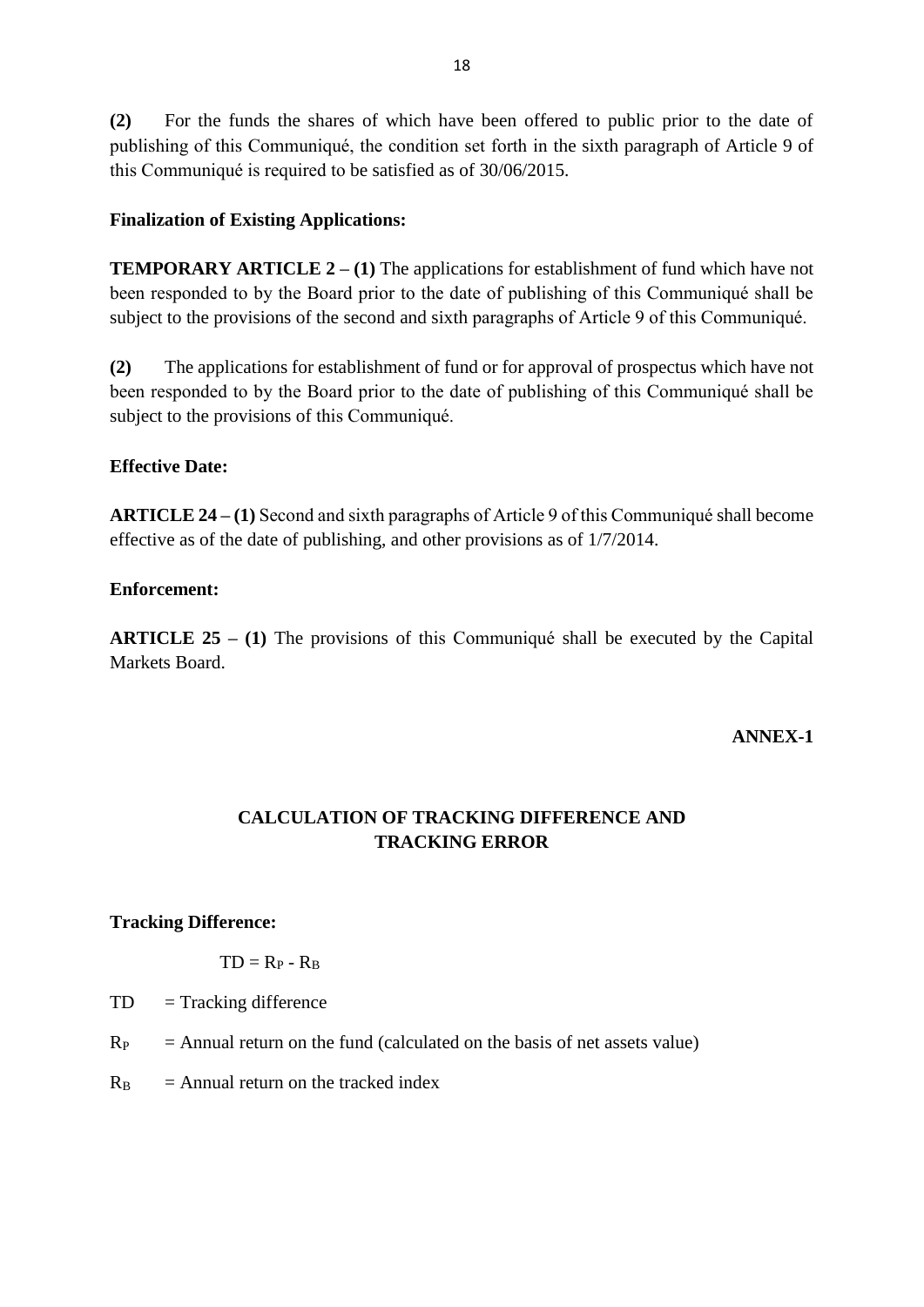**(2)** For the funds the shares of which have been offered to public prior to the date of publishing of this Communiqué, the condition set forth in the sixth paragraph of Article 9 of this Communiqué is required to be satisfied as of 30/06/2015.

**Finalization of Existing Applications:**

**TEMPORARY ARTICLE 2 – (1)** The applications for establishment of fund which have not been responded to by the Board prior to the date of publishing of this Communiqué shall be subject to the provisions of the second and sixth paragraphs of Article 9 of this Communiqué.

**(2)** The applications for establishment of fund or for approval of prospectus which have not been responded to by the Board prior to the date of publishing of this Communiqué shall be subject to the provisions of this Communiqué.

**Effective Date:**

**ARTICLE 24 – (1)** Second and sixth paragraphs of Article 9 of this Communiqué shall become effective as of the date of publishing, and other provisions as of 1/7/2014.

**Enforcement:**

**ARTICLE 25 – (1)** The provisions of this Communiqué shall be executed by the Capital Markets Board.

**ANNEX-1**

## CALCULATION OF TRACKING DIFFERENCE AND TRACKING ERROR

**Tracking Difference:**

$$TD = R_P - R_B$$

TD = Tracking difference

$R_P$ = Annual return on the fund (calculated on the basis of net assets value)

$R_B$ = Annual return on the tracked index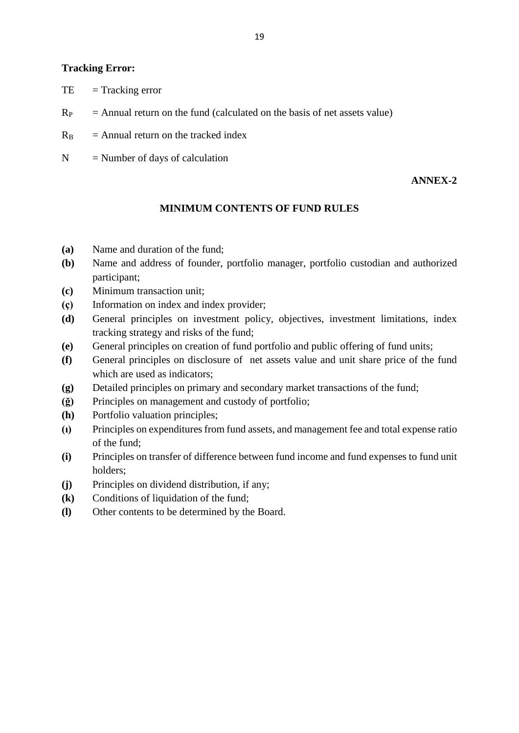**Tracking Error:**

TE = Tracking error

$R_P$ = Annual return on the fund (calculated on the basis of net assets value)

$R_B$ = Annual return on the tracked index

N = Number of days of calculation

**ANNEX-2**

## MINIMUM CONTENTS OF FUND RULES

**(a)** Name and duration of the fund;

**(b)** Name and address of founder, portfolio manager, portfolio custodian and authorized participant;

**(c)** Minimum transaction unit;

**(ç)** Information on index and index provider;

**(d)** General principles on investment policy, objectives, investment limitations, index tracking strategy and risks of the fund;

**(e)** General principles on creation of fund portfolio and public offering of fund units;

**(f)** General principles on disclosure of net assets value and unit share price of the fund which are used as indicators;

**(g)** Detailed principles on primary and secondary market transactions of the fund;

**(ğ)** Principles on management and custody of portfolio;

**(h)** Portfolio valuation principles;

**(ı)** Principles on expenditures from fund assets, and management fee and total expense ratio of the fund;

**(i)** Principles on transfer of difference between fund income and fund expenses to fund unit holders;

**(j)** Principles on dividend distribution, if any;

**(k)** Conditions of liquidation of the fund;

**(l)** Other contents to be determined by the Board.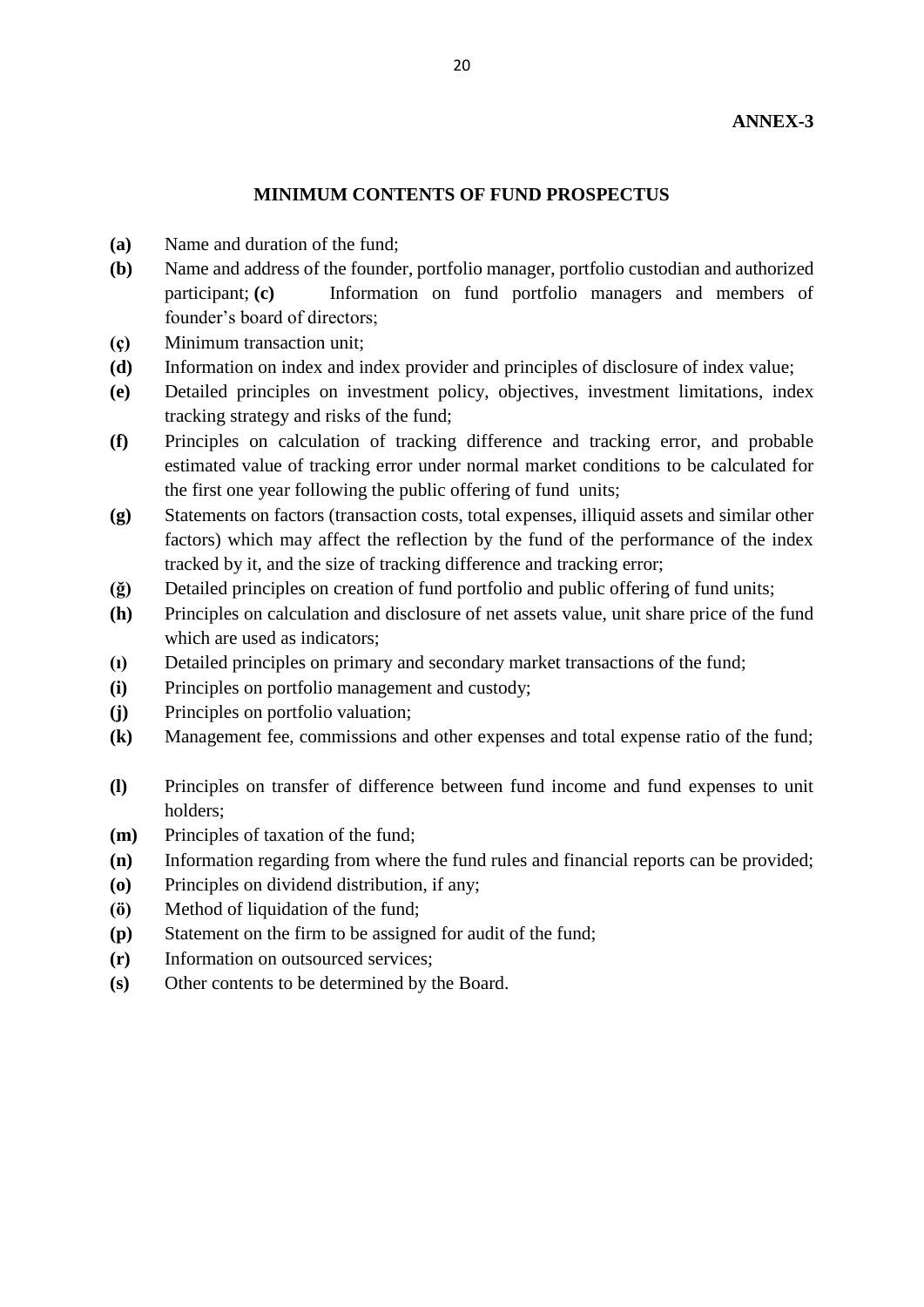**ANNEX-3**

## MINIMUM CONTENTS OF FUND PROSPECTUS

**(a)** Name and duration of the fund;

**(b)** Name and address of the founder, portfolio manager, portfolio custodian and authorized participant;

**(c)** Information on fund portfolio managers and members of founder's board of directors;

**(ç)** Minimum transaction unit;

**(d)** Information on index and index provider and principles of disclosure of index value;

**(e)** Detailed principles on investment policy, objectives, investment limitations, index tracking strategy and risks of the fund;

**(f)** Principles on calculation of tracking difference and tracking error, and probable estimated value of tracking error under normal market conditions to be calculated for the first one year following the public offering of fund units;

**(g)** Statements on factors (transaction costs, total expenses, illiquid assets and similar other factors) which may affect the reflection by the fund of the performance of the index tracked by it, and the size of tracking difference and tracking error;

**(ğ)** Detailed principles on creation of fund portfolio and public offering of fund units;

**(h)** Principles on calculation and disclosure of net assets value, unit share price of the fund which are used as indicators;

**(ı)** Detailed principles on primary and secondary market transactions of the fund;

**(i)** Principles on portfolio management and custody;

**(j)** Principles on portfolio valuation;

**(k)** Management fee, commissions and other expenses and total expense ratio of the fund;

**(l)** Principles on transfer of difference between fund income and fund expenses to unit holders;

**(m)** Principles of taxation of the fund;

**(n)** Information regarding from where the fund rules and financial reports can be provided;

**(o)** Principles on dividend distribution, if any;

**(ö)** Method of liquidation of the fund;

**(p)** Statement on the firm to be assigned for audit of the fund;

**(r)** Information on outsourced services;

**(s)** Other contents to be determined by the Board.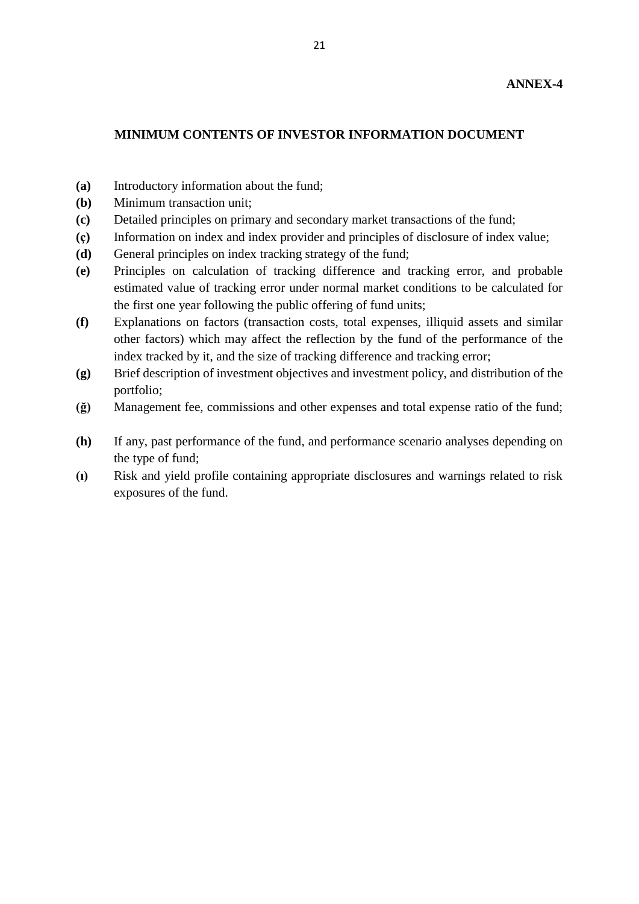**ANNEX-4**

## MINIMUM CONTENTS OF INVESTOR INFORMATION DOCUMENT

**(a)** Introductory information about the fund;

**(b)** Minimum transaction unit;

**(c)** Detailed principles on primary and secondary market transactions of the fund;

**(ç)** Information on index and index provider and principles of disclosure of index value;

**(d)** General principles on index tracking strategy of the fund;

**(e)** Principles on calculation of tracking difference and tracking error, and probable estimated value of tracking error under normal market conditions to be calculated for the first one year following the public offering of fund units;

**(f)** Explanations on factors (transaction costs, total expenses, illiquid assets and similar other factors) which may affect the reflection by the fund of the performance of the index tracked by it, and the size of tracking difference and tracking error;

**(g)** Brief description of investment objectives and investment policy, and distribution of the portfolio;

**(ğ)** Management fee, commissions and other expenses and total expense ratio of the fund;

**(h)** If any, past performance of the fund, and performance scenario analyses depending on the type of fund;

**(ı)** Risk and yield profile containing appropriate disclosures and warnings related to risk exposures of the fund.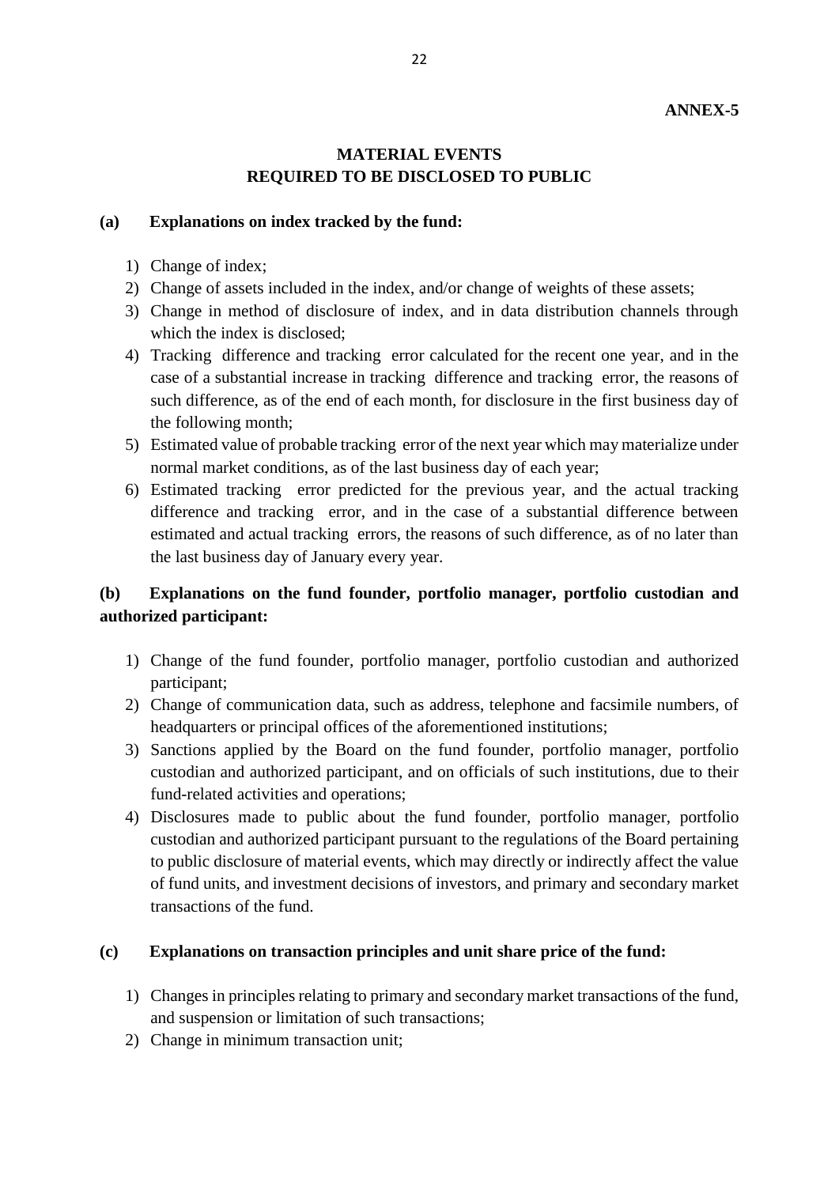**ANNEX-5**

# MATERIAL EVENTS
# REQUIRED TO BE DISCLOSED TO PUBLIC

**(a) Explanations on index tracked by the fund:**

1) Change of index;
2) Change of assets included in the index, and/or change of weights of these assets;
3) Change in method of disclosure of index, and in data distribution channels through which the index is disclosed;
4) Tracking difference and tracking error calculated for the recent one year, and in the case of a substantial increase in tracking difference and tracking error, the reasons of such difference, as of the end of each month, for disclosure in the first business day of the following month;
5) Estimated value of probable tracking error of the next year which may materialize under normal market conditions, as of the last business day of each year;
6) Estimated tracking error predicted for the previous year, and the actual tracking difference and tracking error, and in the case of a substantial difference between estimated and actual tracking errors, the reasons of such difference, as of no later than the last business day of January every year.

**(b) Explanations on the fund founder, portfolio manager, portfolio custodian and authorized participant:**

1) Change of the fund founder, portfolio manager, portfolio custodian and authorized participant;
2) Change of communication data, such as address, telephone and facsimile numbers, of headquarters or principal offices of the aforementioned institutions;
3) Sanctions applied by the Board on the fund founder, portfolio manager, portfolio custodian and authorized participant, and on officials of such institutions, due to their fund-related activities and operations;
4) Disclosures made to public about the fund founder, portfolio manager, portfolio custodian and authorized participant pursuant to the regulations of the Board pertaining to public disclosure of material events, which may directly or indirectly affect the value of fund units, and investment decisions of investors, and primary and secondary market transactions of the fund.

**(c) Explanations on transaction principles and unit share price of the fund:**

1) Changes in principles relating to primary and secondary market transactions of the fund, and suspension or limitation of such transactions;
2) Change in minimum transaction unit;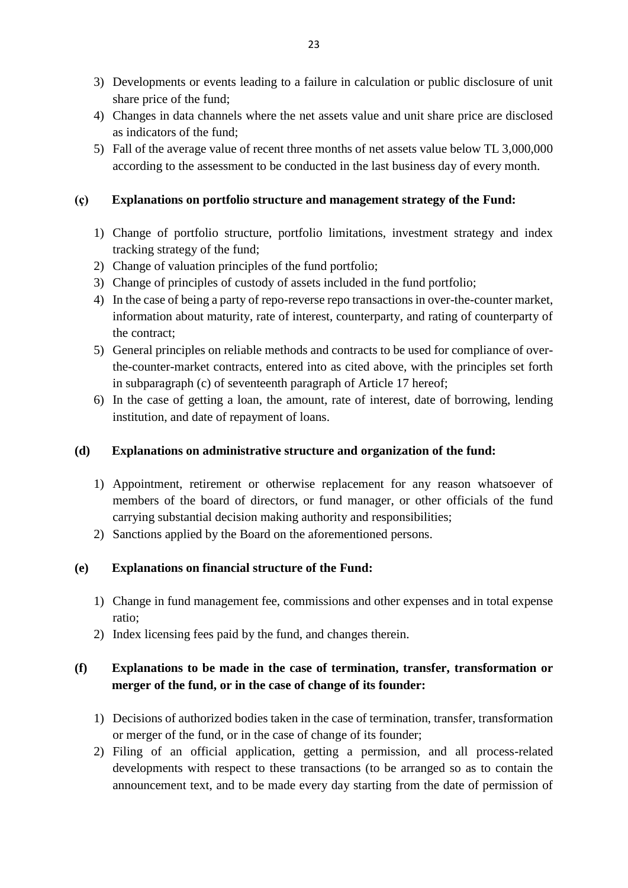3) Developments or events leading to a failure in calculation or public disclosure of unit share price of the fund;
4) Changes in data channels where the net assets value and unit share price are disclosed as indicators of the fund;
5) Fall of the average value of recent three months of net assets value below TL 3,000,000 according to the assessment to be conducted in the last business day of every month.

**(ç) Explanations on portfolio structure and management strategy of the Fund:**

1) Change of portfolio structure, portfolio limitations, investment strategy and index tracking strategy of the fund;
2) Change of valuation principles of the fund portfolio;
3) Change of principles of custody of assets included in the fund portfolio;
4) In the case of being a party of repo-reverse repo transactions in over-the-counter market, information about maturity, rate of interest, counterparty, and rating of counterparty of the contract;
5) General principles on reliable methods and contracts to be used for compliance of over-the-counter-market contracts, entered into as cited above, with the principles set forth in subparagraph (c) of seventeenth paragraph of Article 17 hereof;
6) In the case of getting a loan, the amount, rate of interest, date of borrowing, lending institution, and date of repayment of loans.

**(d) Explanations on administrative structure and organization of the fund:**

1) Appointment, retirement or otherwise replacement for any reason whatsoever of members of the board of directors, or fund manager, or other officials of the fund carrying substantial decision making authority and responsibilities;
2) Sanctions applied by the Board on the aforementioned persons.

**(e) Explanations on financial structure of the Fund:**

1) Change in fund management fee, commissions and other expenses and in total expense ratio;
2) Index licensing fees paid by the fund, and changes therein.

**(f) Explanations to be made in the case of termination, transfer, transformation or merger of the fund, or in the case of change of its founder:**

1) Decisions of authorized bodies taken in the case of termination, transfer, transformation or merger of the fund, or in the case of change of its founder;
2) Filing of an official application, getting a permission, and all process-related developments with respect to these transactions (to be arranged so as to contain the announcement text, and to be made every day starting from the date of permission of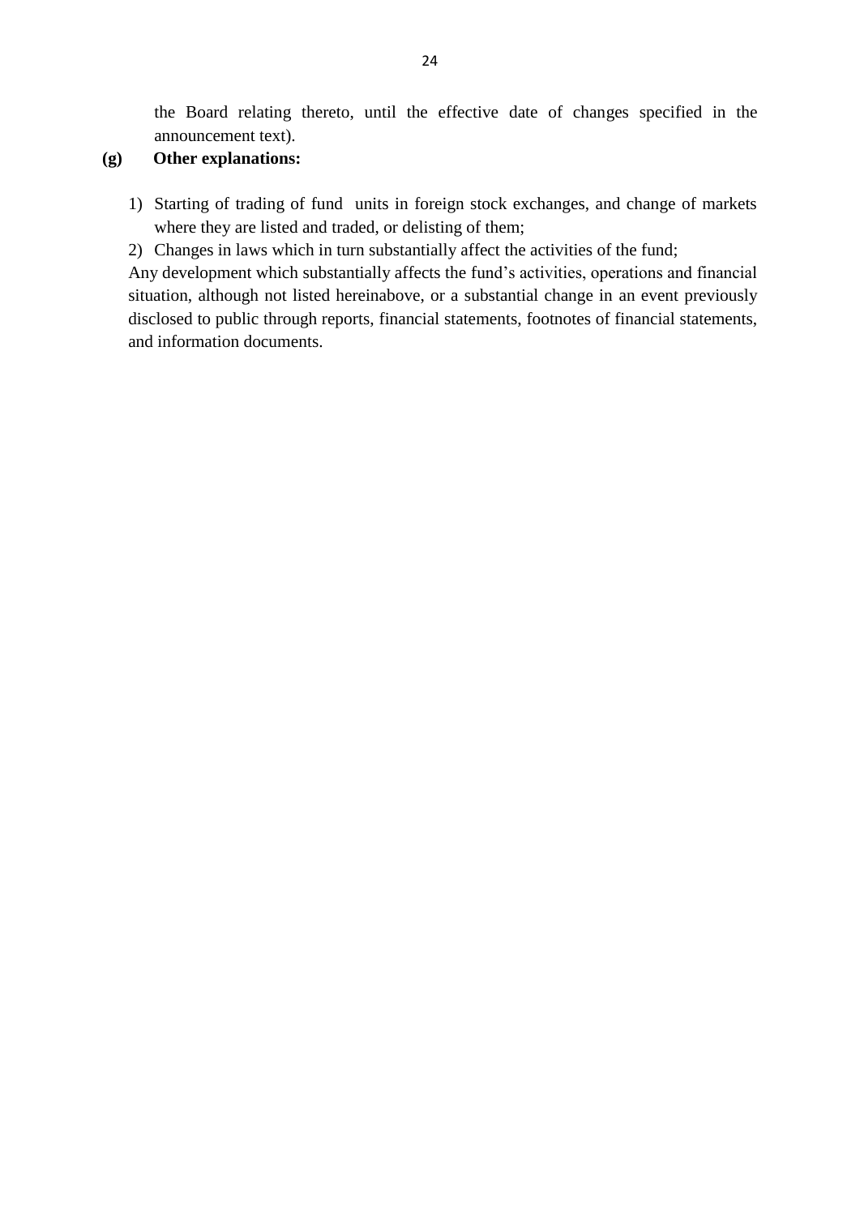the Board relating thereto, until the effective date of changes specified in the announcement text).

**(g) Other explanations:**

1) Starting of trading of fund units in foreign stock exchanges, and change of markets where they are listed and traded, or delisting of them;
2) Changes in laws which in turn substantially affect the activities of the fund;

Any development which substantially affects the fund's activities, operations and financial situation, although not listed hereinabove, or a substantial change in an event previously disclosed to public through reports, financial statements, footnotes of financial statements, and information documents.